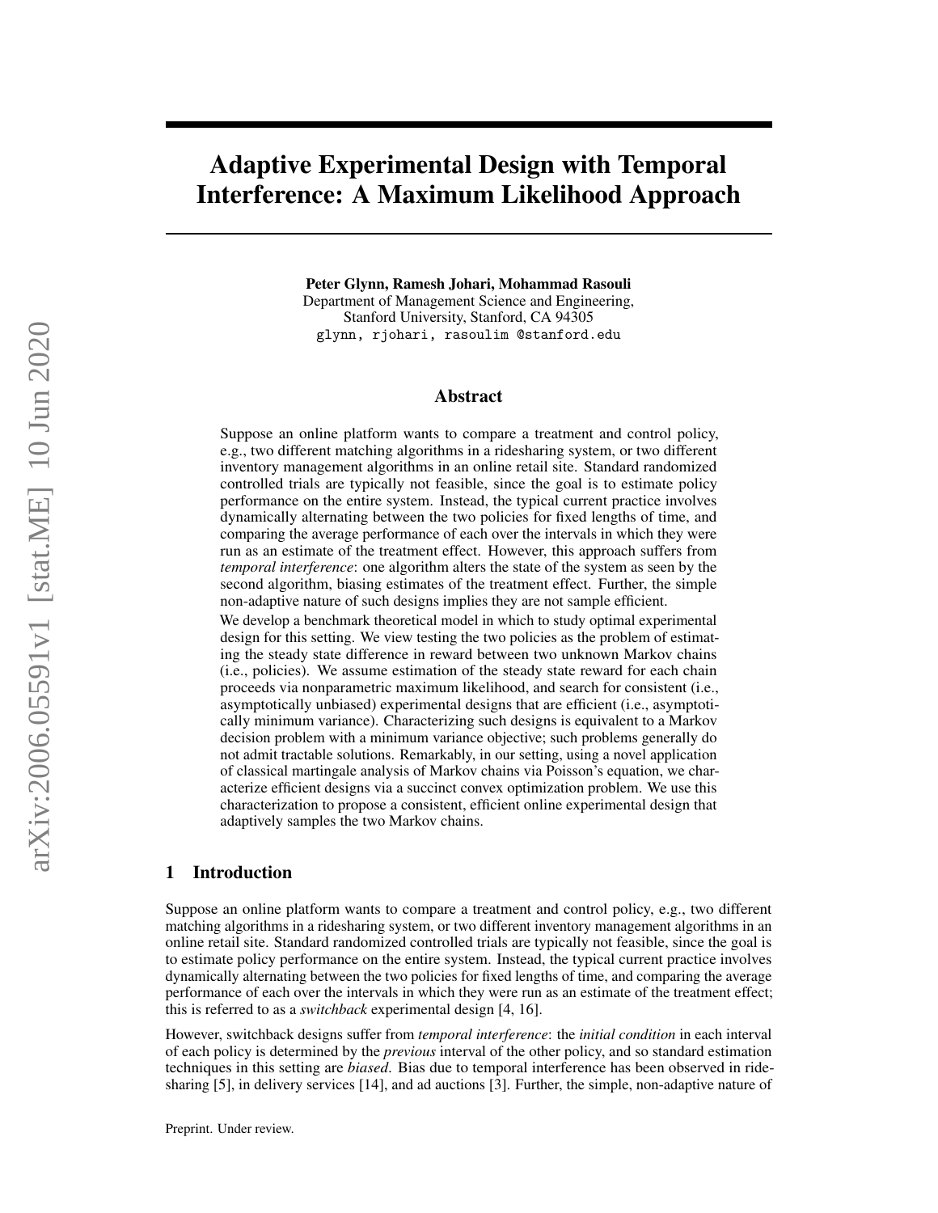# Adaptive Experimental Design with Temporal Interference: A Maximum Likelihood Approach

**Peter Glynn, Ramesh Johari, Mohammad Rasouli**
Department of Management Science and Engineering,
Stanford University, Stanford, CA 94305
glynn, rjohari, rasoulim @stanford.edu

## Abstract

Suppose an online platform wants to compare a treatment and control policy, e.g., two different matching algorithms in a ridesharing system, or two different inventory management algorithms in an online retail site. Standard randomized controlled trials are typically not feasible, since the goal is to estimate policy performance on the entire system. Instead, the typical current practice involves dynamically alternating between the two policies for fixed lengths of time, and comparing the average performance of each over the intervals in which they were run as an estimate of the treatment effect. However, this approach suffers from *temporal interference*: one algorithm alters the state of the system as seen by the second algorithm, biasing estimates of the treatment effect. Further, the simple non-adaptive nature of such designs implies they are not sample efficient.

We develop a benchmark theoretical model in which to study optimal experimental design for this setting. We view testing the two policies as the problem of estimating the steady state difference in reward between two unknown Markov chains (i.e., policies). We assume estimation of the steady state reward for each chain proceeds via nonparametric maximum likelihood, and search for consistent (i.e., asymptotically unbiased) experimental designs that are efficient (i.e., asymptotically minimum variance). Characterizing such designs is equivalent to a Markov decision problem with a minimum variance objective; such problems generally do not admit tractable solutions. Remarkably, in our setting, using a novel application of classical martingale analysis of Markov chains via Poisson's equation, we characterize efficient designs via a succinct convex optimization problem. We use this characterization to propose a consistent, efficient online experimental design that adaptively samples the two Markov chains.

## 1 Introduction

Suppose an online platform wants to compare a treatment and control policy, e.g., two different matching algorithms in a ridesharing system, or two different inventory management algorithms in an online retail site. Standard randomized controlled trials are typically not feasible, since the goal is to estimate policy performance on the entire system. Instead, the typical current practice involves dynamically alternating between the two policies for fixed lengths of time, and comparing the average performance of each over the intervals in which they were run as an estimate of the treatment effect; this is referred to as a *switchback* experimental design [4, 16].

However, switchback designs suffer from *temporal interference*: the *initial condition* in each interval of each policy is determined by the *previous* interval of the other policy, and so standard estimation techniques in this setting are *biased*. Bias due to temporal interference has been observed in ridesharing [5], in delivery services [14], and ad auctions [3]. Further, the simple, non-adaptive nature of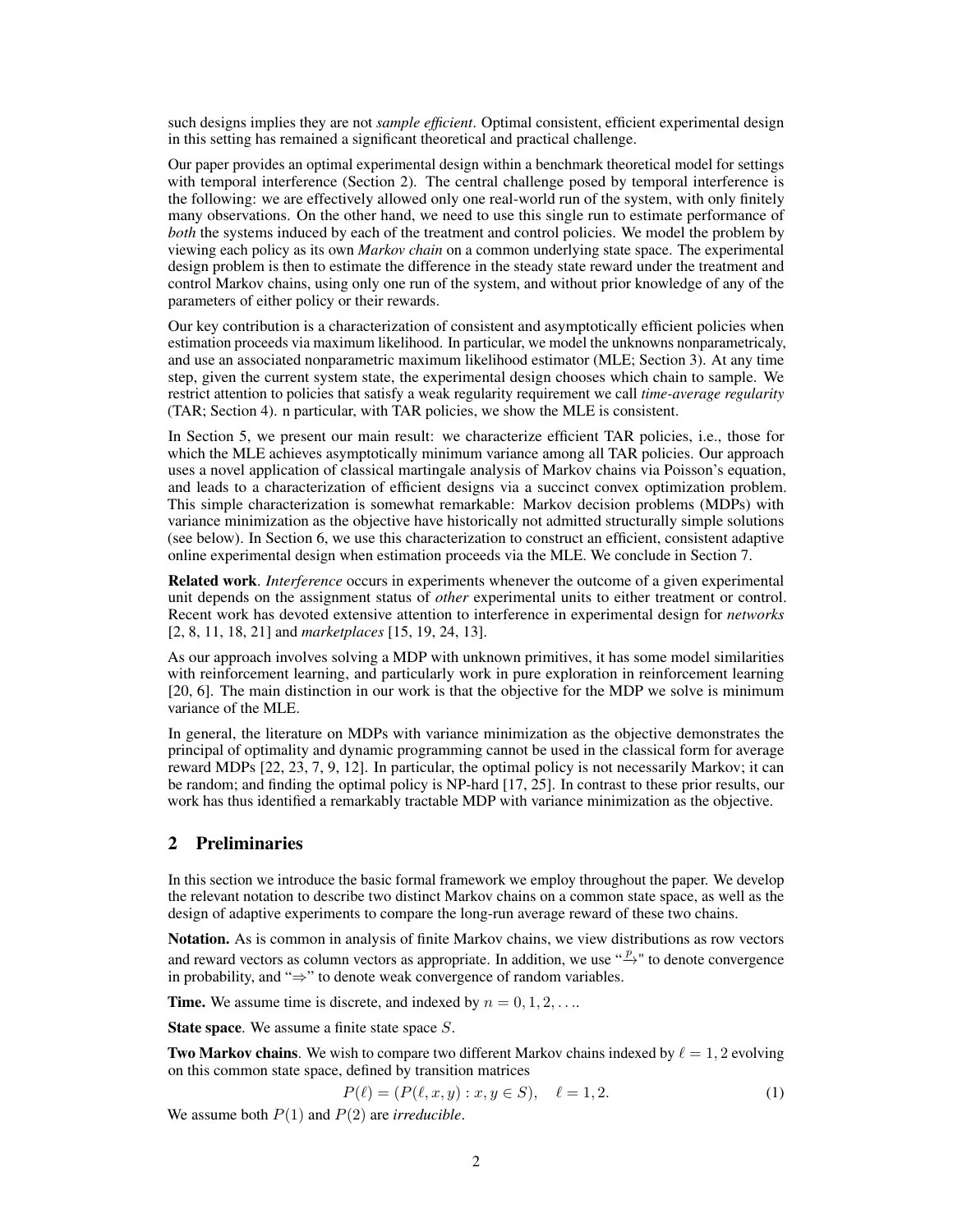such designs implies they are not *sample efficient*. Optimal consistent, efficient experimental design in this setting has remained a significant theoretical and practical challenge.

Our paper provides an optimal experimental design within a benchmark theoretical model for settings with temporal interference (Section 2). The central challenge posed by temporal interference is the following: we are effectively allowed only one real-world run of the system, with only finitely many observations. On the other hand, we need to use this single run to estimate performance of *both* the systems induced by each of the treatment and control policies. We model the problem by viewing each policy as its own *Markov chain* on a common underlying state space. The experimental design problem is then to estimate the difference in the steady state reward under the treatment and control Markov chains, using only one run of the system, and without prior knowledge of any of the parameters of either policy or their rewards.

Our key contribution is a characterization of consistent and asymptotically efficient policies when estimation proceeds via maximum likelihood. In particular, we model the unknowns nonparametricaly, and use an associated nonparametric maximum likelihood estimator (MLE; Section 3). At any time step, given the current system state, the experimental design chooses which chain to sample. We restrict attention to policies that satisfy a weak regularity requirement we call *time-average regularity* (TAR; Section 4). n particular, with TAR policies, we show the MLE is consistent.

In Section 5, we present our main result: we characterize efficient TAR policies, i.e., those for which the MLE achieves asymptotically minimum variance among all TAR policies. Our approach uses a novel application of classical martingale analysis of Markov chains via Poisson's equation, and leads to a characterization of efficient designs via a succinct convex optimization problem. This simple characterization is somewhat remarkable: Markov decision problems (MDPs) with variance minimization as the objective have historically not admitted structurally simple solutions (see below). In Section 6, we use this characterization to construct an efficient, consistent adaptive online experimental design when estimation proceeds via the MLE. We conclude in Section 7.

**Related work**. *Interference* occurs in experiments whenever the outcome of a given experimental unit depends on the assignment status of *other* experimental units to either treatment or control. Recent work has devoted extensive attention to interference in experimental design for *networks* [2, 8, 11, 18, 21] and *marketplaces* [15, 19, 24, 13].

As our approach involves solving a MDP with unknown primitives, it has some model similarities with reinforcement learning, and particularly work in pure exploration in reinforcement learning [20, 6]. The main distinction in our work is that the objective for the MDP we solve is minimum variance of the MLE.

In general, the literature on MDPs with variance minimization as the objective demonstrates the principal of optimality and dynamic programming cannot be used in the classical form for average reward MDPs [22, 23, 7, 9, 12]. In particular, the optimal policy is not necessarily Markov; it can be random; and finding the optimal policy is NP-hard [17, 25]. In contrast to these prior results, our work has thus identified a remarkably tractable MDP with variance minimization as the objective.

## 2 Preliminaries

In this section we introduce the basic formal framework we employ throughout the paper. We develop the relevant notation to describe two distinct Markov chains on a common state space, as well as the design of adaptive experiments to compare the long-run average reward of these two chains.

**Notation.** As is common in analysis of finite Markov chains, we view distributions as row vectors and reward vectors as column vectors as appropriate. In addition, we use "$\xrightarrow{p}$" to denote convergence in probability, and "$\Rightarrow$" to denote weak convergence of random variables.

**Time.** We assume time is discrete, and indexed by $n = 0, 1, 2, \ldots$.

**State space**. We assume a finite state space $S$.

**Two Markov chains**. We wish to compare two different Markov chains indexed by $\ell = 1, 2$ evolving on this common state space, defined by transition matrices

$$P(\ell) = (P(\ell, x, y) : x, y \in S), \quad \ell = 1, 2. \tag{1}$$

We assume both $P(1)$ and $P(2)$ are *irreducible*.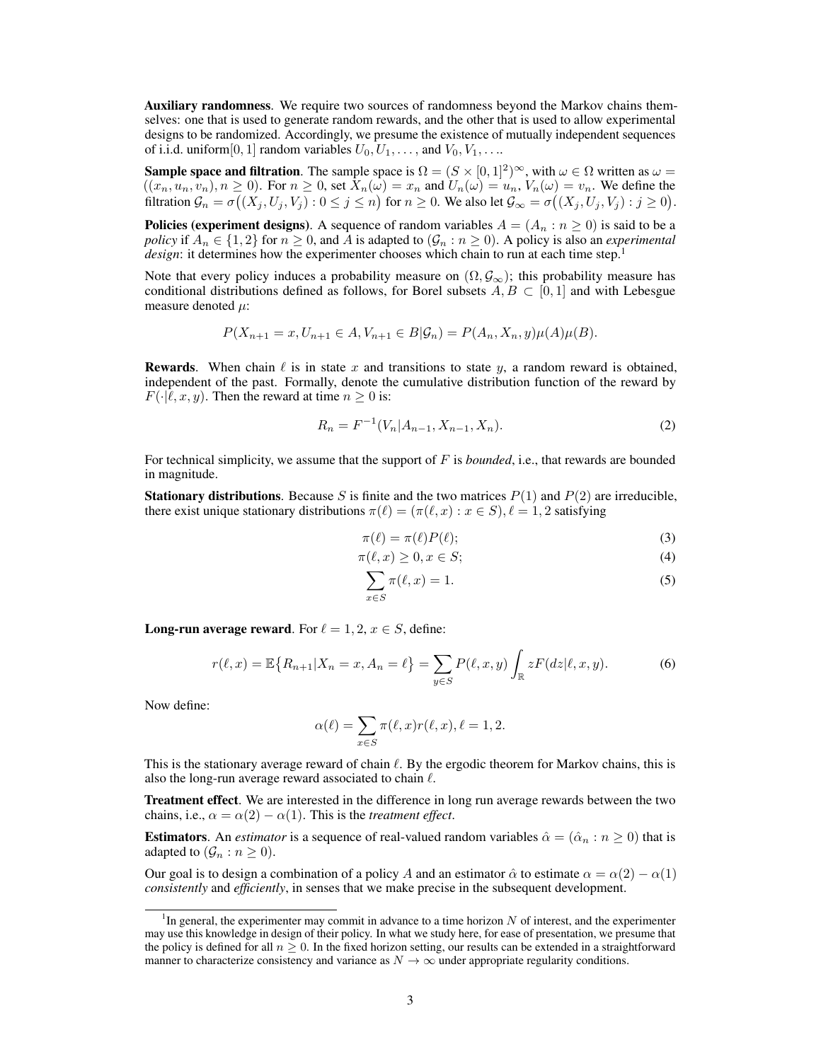**Auxiliary randomness**. We require two sources of randomness beyond the Markov chains themselves: one that is used to generate random rewards, and the other that is used to allow experimental designs to be randomized. Accordingly, we presume the existence of mutually independent sequences of i.i.d. uniform$[0,1]$ random variables $U_0, U_1, \ldots,$ and $V_0, V_1, \ldots$.

**Sample space and filtration**. The sample space is $\Omega = (S \times [0,1]^2)^\infty$, with $\omega \in \Omega$ written as $\omega = ((x_n, u_n, v_n), n \geq 0)$. For $n \geq 0$, set $X_n(\omega) = x_n$ and $U_n(\omega) = u_n$, $V_n(\omega) = v_n$. We define the filtration $\mathcal{G}_n = \sigma\big((X_j, U_j, V_j) : 0 \leq j \leq n\big)$ for $n \geq 0$. We also let $\mathcal{G}_\infty = \sigma\big((X_j, U_j, V_j) : j \geq 0\big)$.

**Policies (experiment designs)**. A sequence of random variables $A = (A_n : n \geq 0)$ is said to be a *policy* if $A_n \in \{1, 2\}$ for $n \geq 0$, and $A$ is adapted to $(\mathcal{G}_n : n \geq 0)$. A policy is also an *experimental design*: it determines how the experimenter chooses which chain to run at each time step.[1]

Note that every policy induces a probability measure on $(\Omega, \mathcal{G}_\infty)$; this probability measure has conditional distributions defined as follows, for Borel subsets $A, B \subset [0,1]$ and with Lebesgue measure denoted $\mu$:

$$P(X_{n+1} = x, U_{n+1} \in A, V_{n+1} \in B | \mathcal{G}_n) = P(A_n, X_n, y)\mu(A)\mu(B).$$

**Rewards**. When chain $\ell$ is in state $x$ and transitions to state $y$, a random reward is obtained, independent of the past. Formally, denote the cumulative distribution function of the reward by $F(\cdot|\ell, x, y)$. Then the reward at time $n \geq 0$ is:

$$R_n = F^{-1}(V_n | A_{n-1}, X_{n-1}, X_n). \tag{2}$$

For technical simplicity, we assume that the support of $F$ is *bounded*, i.e., that rewards are bounded in magnitude.

**Stationary distributions**. Because $S$ is finite and the two matrices $P(1)$ and $P(2)$ are irreducible, there exist unique stationary distributions $\pi(\ell) = (\pi(\ell, x) : x \in S), \ell = 1, 2$ satisfying

$$\pi(\ell) = \pi(\ell)P(\ell); \tag{3}$$

$$\pi(\ell, x) \geq 0, x \in S; \tag{4}$$

$$\sum_{x \in S} \pi(\ell, x) = 1. \tag{5}$$

**Long-run average reward**. For $\ell = 1, 2$, $x \in S$, define:

$$r(\ell, x) = \mathbb{E}\big\{R_{n+1} | X_n = x, A_n = \ell\big\} = \sum_{y \in S} P(\ell, x, y) \int_{\mathbb{R}} z F(dz | \ell, x, y). \tag{6}$$

Now define:

$$\alpha(\ell) = \sum_{x \in S} \pi(\ell, x) r(\ell, x), \ell = 1, 2.$$

This is the stationary average reward of chain $\ell$. By the ergodic theorem for Markov chains, this is also the long-run average reward associated to chain $\ell$.

**Treatment effect**. We are interested in the difference in long run average rewards between the two chains, i.e., $\alpha = \alpha(2) - \alpha(1)$. This is the *treatment effect*.

**Estimators**. An *estimator* is a sequence of real-valued random variables $\hat{\alpha} = (\hat{\alpha}_n : n \geq 0)$ that is adapted to $(\mathcal{G}_n : n \geq 0)$.

Our goal is to design a combination of a policy $A$ and an estimator $\hat{\alpha}$ to estimate $\alpha = \alpha(2) - \alpha(1)$ *consistently* and *efficiently*, in senses that we make precise in the subsequent development.

[1] In general, the experimenter may commit in advance to a time horizon $N$ of interest, and the experimenter may use this knowledge in design of their policy. In what we study here, for ease of presentation, we presume that the policy is defined for all $n \geq 0$. In the fixed horizon setting, our results can be extended in a straightforward manner to characterize consistency and variance as $N \to \infty$ under appropriate regularity conditions.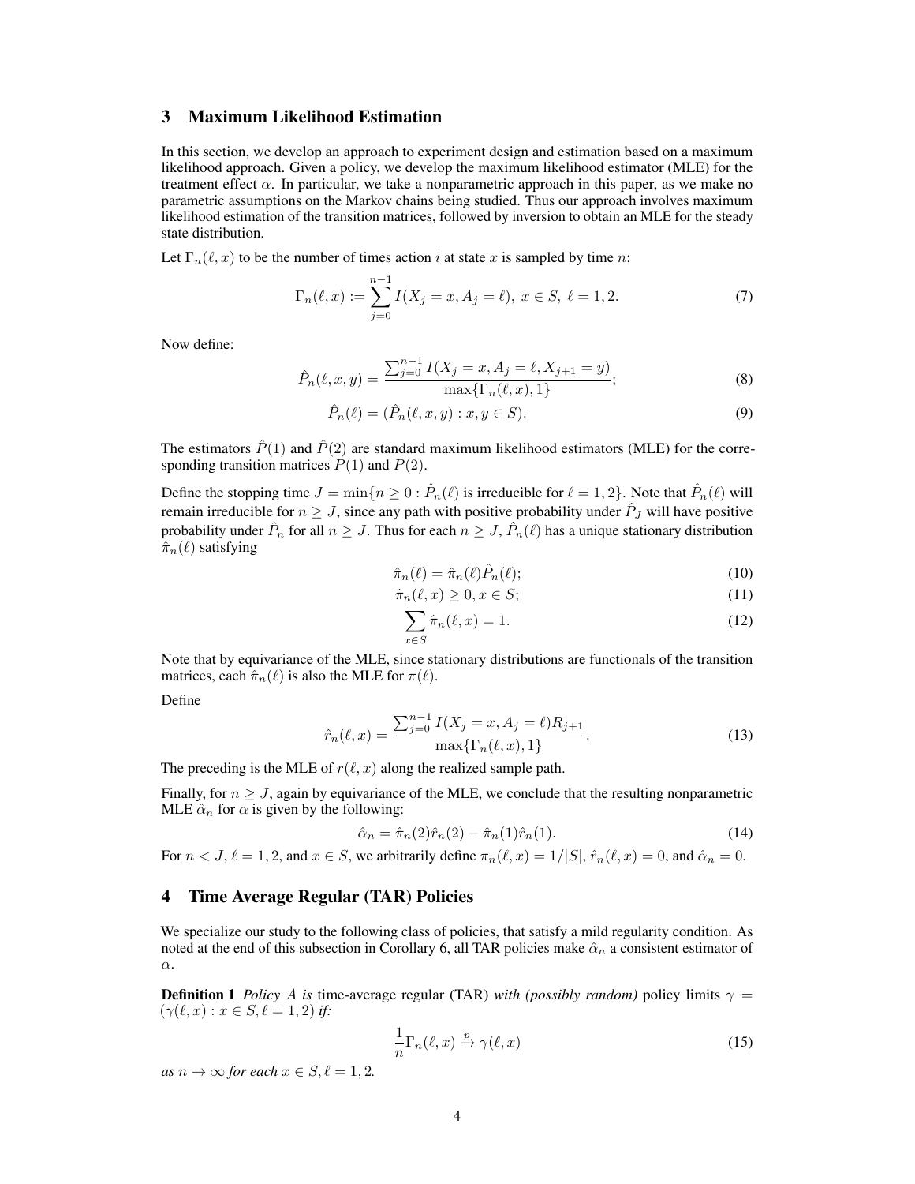## 3 Maximum Likelihood Estimation

In this section, we develop an approach to experiment design and estimation based on a maximum likelihood approach. Given a policy, we develop the maximum likelihood estimator (MLE) for the treatment effect $\alpha$. In particular, we take a nonparametric approach in this paper, as we make no parametric assumptions on the Markov chains being studied. Thus our approach involves maximum likelihood estimation of the transition matrices, followed by inversion to obtain an MLE for the steady state distribution.

Let $\Gamma_n(\ell, x)$ to be the number of times action $i$ at state $x$ is sampled by time $n$:

$$\Gamma_n(\ell, x) := \sum_{j=0}^{n-1} I(X_j = x, A_j = \ell),\ x \in S,\ \ell = 1, 2. \tag{7}$$

Now define:

$$\hat{P}_n(\ell, x, y) = \frac{\sum_{j=0}^{n-1} I(X_j = x, A_j = \ell, X_{j+1} = y)}{\max\{\Gamma_n(\ell, x), 1\}}; \tag{8}$$

$$\hat{P}_n(\ell) = (\hat{P}_n(\ell, x, y) : x, y \in S). \tag{9}$$

The estimators $\hat{P}(1)$ and $\hat{P}(2)$ are standard maximum likelihood estimators (MLE) for the corresponding transition matrices $P(1)$ and $P(2)$.

Define the stopping time $J = \min\{n \geq 0 : \hat{P}_n(\ell)$ is irreducible for $\ell = 1, 2\}$. Note that $\hat{P}_n(\ell)$ will remain irreducible for $n \geq J$, since any path with positive probability under $\hat{P}_J$ will have positive probability under $\hat{P}_n$ for all $n \geq J$. Thus for each $n \geq J$, $\hat{P}_n(\ell)$ has a unique stationary distribution $\hat{\pi}_n(\ell)$ satisfying

$$\hat{\pi}_n(\ell) = \hat{\pi}_n(\ell)\hat{P}_n(\ell); \tag{10}$$

$$\hat{\pi}_n(\ell, x) \geq 0, x \in S; \tag{11}$$

$$\sum_{x \in S} \hat{\pi}_n(\ell, x) = 1. \tag{12}$$

Note that by equivariance of the MLE, since stationary distributions are functionals of the transition matrices, each $\hat{\pi}_n(\ell)$ is also the MLE for $\pi(\ell)$.

Define

$$\hat{r}_n(\ell, x) = \frac{\sum_{j=0}^{n-1} I(X_j = x, A_j = \ell) R_{j+1}}{\max\{\Gamma_n(\ell, x), 1\}}. \tag{13}$$

The preceding is the MLE of $r(\ell, x)$ along the realized sample path.

Finally, for $n \geq J$, again by equivariance of the MLE, we conclude that the resulting nonparametric MLE $\hat{\alpha}_n$ for $\alpha$ is given by the following:

$$\hat{\alpha}_n = \hat{\pi}_n(2)\hat{r}_n(2) - \hat{\pi}_n(1)\hat{r}_n(1). \tag{14}$$

For $n < J$, $\ell = 1, 2$, and $x \in S$, we arbitrarily define $\pi_n(\ell, x) = 1/|S|$, $\hat{r}_n(\ell, x) = 0$, and $\hat{\alpha}_n = 0$.

## 4 Time Average Regular (TAR) Policies

We specialize our study to the following class of policies, that satisfy a mild regularity condition. As noted at the end of this subsection in Corollary 6, all TAR policies make $\hat{\alpha}_n$ a consistent estimator of $\alpha$.

**Definition 1** *Policy $A$ is* time-average regular (TAR) *with (possibly random)* policy limits $\gamma = (\gamma(\ell, x) : x \in S, \ell = 1, 2)$ *if:*

$$\frac{1}{n}\Gamma_n(\ell, x) \xrightarrow{p} \gamma(\ell, x) \tag{15}$$

*as $n \to \infty$ for each $x \in S, \ell = 1, 2$.*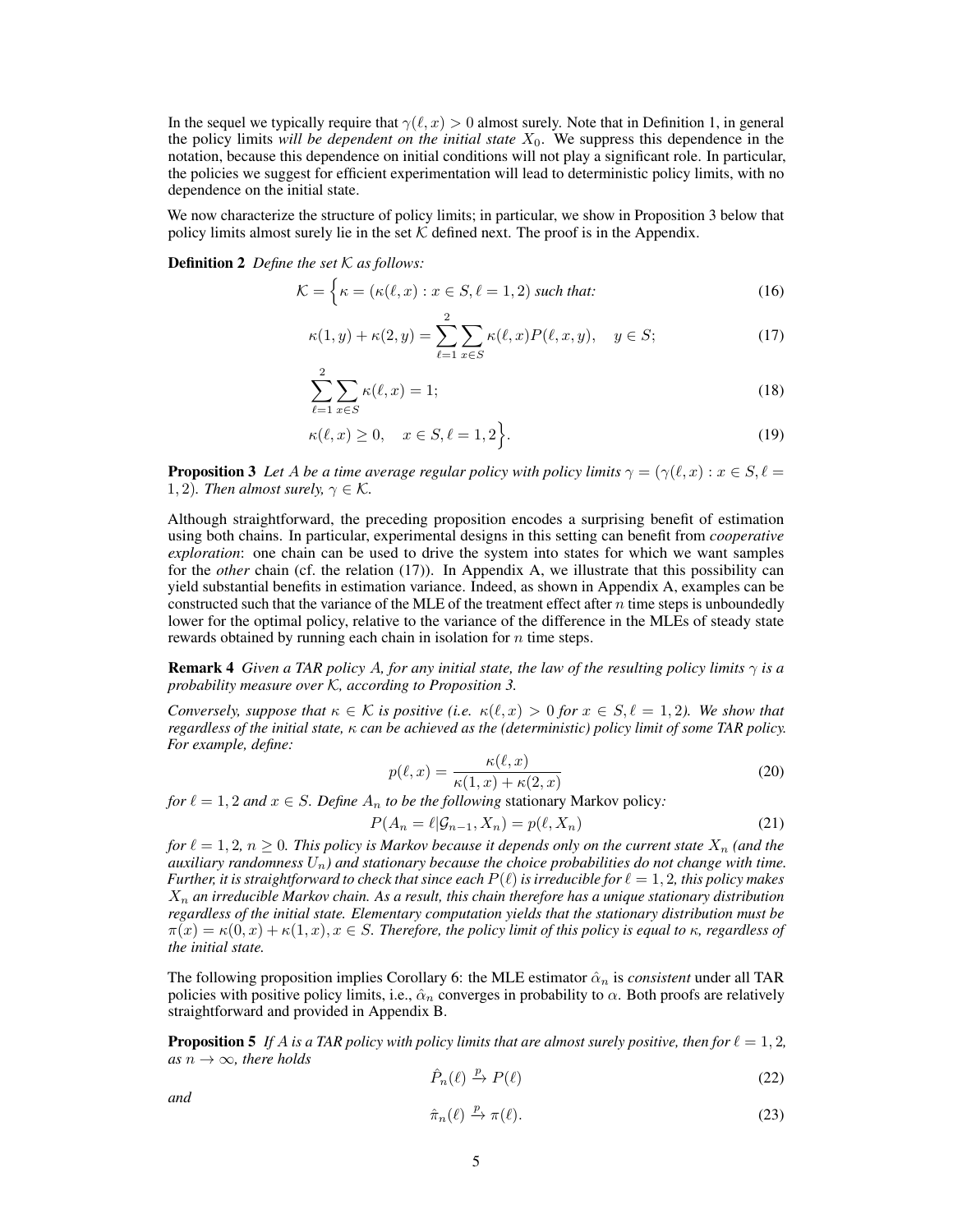In the sequel we typically require that $\gamma(\ell, x) > 0$ almost surely. Note that in Definition 1, in general the policy limits *will be dependent on the initial state* $X_0$. We suppress this dependence in the notation, because this dependence on initial conditions will not play a significant role. In particular, the policies we suggest for efficient experimentation will lead to deterministic policy limits, with no dependence on the initial state.

We now characterize the structure of policy limits; in particular, we show in Proposition 3 below that policy limits almost surely lie in the set $\mathcal{K}$ defined next. The proof is in the Appendix.

**Definition 2** *Define the set* $\mathcal{K}$ *as follows:*

$$\mathcal{K} = \Big\{ \kappa = (\kappa(\ell, x) : x \in S, \ell = 1, 2) \text{ such that:} \tag{16}$$

$$\kappa(1, y) + \kappa(2, y) = \sum_{\ell=1}^{2} \sum_{x \in S} \kappa(\ell, x) P(\ell, x, y), \quad y \in S; \tag{17}$$

$$\sum_{\ell=1}^{2} \sum_{x \in S} \kappa(\ell, x) = 1; \tag{18}$$

$$\kappa(\ell, x) \geq 0, \quad x \in S, \ell = 1, 2 \Big\}. \tag{19}$$

**Proposition 3** *Let* $A$ *be a time average regular policy with policy limits* $\gamma = (\gamma(\ell, x) : x \in S, \ell = 1, 2)$*. Then almost surely,* $\gamma \in \mathcal{K}$*.*

Although straightforward, the preceding proposition encodes a surprising benefit of estimation using both chains. In particular, experimental designs in this setting can benefit from *cooperative exploration*: one chain can be used to drive the system into states for which we want samples for the *other* chain (cf. the relation (17)). In Appendix A, we illustrate that this possibility can yield substantial benefits in estimation variance. Indeed, as shown in Appendix A, examples can be constructed such that the variance of the MLE of the treatment effect after $n$ time steps is unboundedly lower for the optimal policy, relative to the variance of the difference in the MLEs of steady state rewards obtained by running each chain in isolation for $n$ time steps.

**Remark 4** *Given a TAR policy* $A$*, for any initial state, the law of the resulting policy limits* $\gamma$ *is a probability measure over* $\mathcal{K}$*, according to Proposition 3.*

*Conversely, suppose that* $\kappa \in \mathcal{K}$ *is positive (i.e.* $\kappa(\ell, x) > 0$ *for* $x \in S, \ell = 1, 2$*). We show that regardless of the initial state,* $\kappa$ *can be achieved as the (deterministic) policy limit of some TAR policy. For example, define:*

$$p(\ell, x) = \frac{\kappa(\ell, x)}{\kappa(1, x) + \kappa(2, x)} \tag{20}$$

*for* $\ell = 1, 2$ *and* $x \in S$*. Define* $A_n$ *to be the following* stationary Markov policy*:*

$$P(A_n = \ell | \mathcal{G}_{n-1}, X_n) = p(\ell, X_n) \tag{21}$$

*for* $\ell = 1, 2$*,* $n \geq 0$*. This policy is Markov because it depends only on the current state* $X_n$ *(and the auxiliary randomness* $U_n$*) and stationary because the choice probabilities do not change with time. Further, it is straightforward to check that since each* $P(\ell)$ *is irreducible for* $\ell = 1, 2$*, this policy makes* $X_n$ *an irreducible Markov chain. As a result, this chain therefore has a unique stationary distribution regardless of the initial state. Elementary computation yields that the stationary distribution must be* $\pi(x) = \kappa(0, x) + \kappa(1, x), x \in S$*. Therefore, the policy limit of this policy is equal to* $\kappa$*, regardless of the initial state.*

The following proposition implies Corollary 6: the MLE estimator $\hat{\alpha}_n$ is *consistent* under all TAR policies with positive policy limits, i.e., $\hat{\alpha}_n$ converges in probability to $\alpha$. Both proofs are relatively straightforward and provided in Appendix B.

**Proposition 5** *If* $A$ *is a TAR policy with policy limits that are almost surely positive, then for* $\ell = 1, 2$*, as* $n \to \infty$*, there holds*

$$\hat{P}_n(\ell) \xrightarrow{p} P(\ell) \tag{22}$$

*and*

$$\hat{\pi}_n(\ell) \xrightarrow{p} \pi(\ell). \tag{23}$$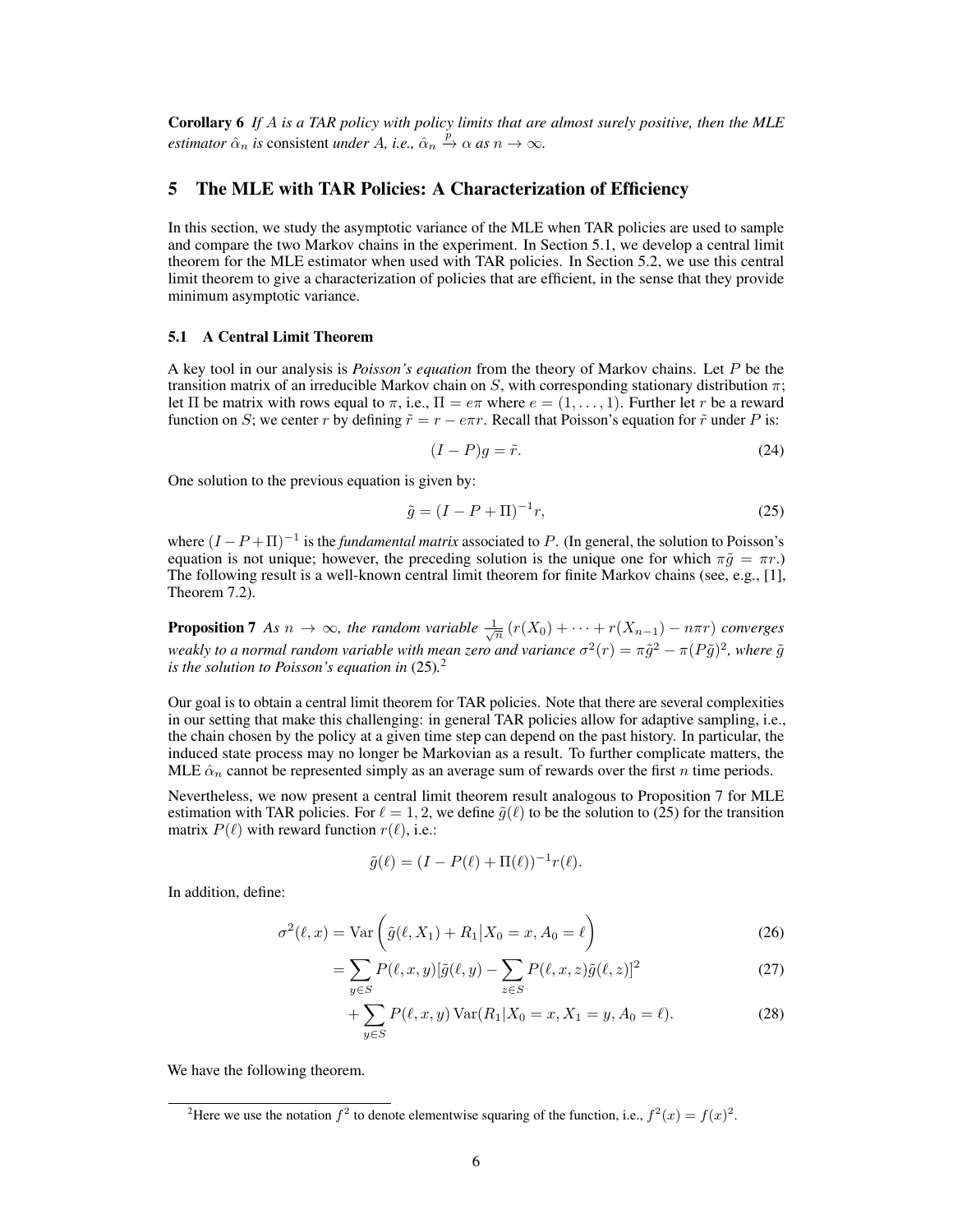**Corollary 6** *If $A$ is a TAR policy with policy limits that are almost surely positive, then the MLE estimator $\hat{\alpha}_n$ is* consistent *under $A$, i.e., $\hat{\alpha}_n \xrightarrow{p} \alpha$ as $n \to \infty$.*

## 5 The MLE with TAR Policies: A Characterization of Efficiency

In this section, we study the asymptotic variance of the MLE when TAR policies are used to sample and compare the two Markov chains in the experiment. In Section 5.1, we develop a central limit theorem for the MLE estimator when used with TAR policies. In Section 5.2, we use this central limit theorem to give a characterization of policies that are efficient, in the sense that they provide minimum asymptotic variance.

### 5.1 A Central Limit Theorem

A key tool in our analysis is *Poisson's equation* from the theory of Markov chains. Let $P$ be the transition matrix of an irreducible Markov chain on $S$, with corresponding stationary distribution $\pi$; let $\Pi$ be matrix with rows equal to $\pi$, i.e., $\Pi = e\pi$ where $e = (1, \ldots, 1)$. Further let $r$ be a reward function on $S$; we center $r$ by defining $\tilde{r} = r - e\pi r$. Recall that Poisson's equation for $\tilde{r}$ under $P$ is:

$$(I - P)g = \tilde{r}. \tag{24}$$

One solution to the previous equation is given by:

$$\tilde{g} = (I - P + \Pi)^{-1} r, \tag{25}$$

where $(I - P + \Pi)^{-1}$ is the *fundamental matrix* associated to $P$. (In general, the solution to Poisson's equation is not unique; however, the preceding solution is the unique one for which $\pi\tilde{g} = \pi r$.) The following result is a well-known central limit theorem for finite Markov chains (see, e.g., [1], Theorem 7.2).

**Proposition 7** *As $n \to \infty$, the random variable $\frac{1}{\sqrt{n}}(r(X_0) + \cdots + r(X_{n-1}) - n\pi r)$ converges weakly to a normal random variable with mean zero and variance $\sigma^2(r) = \pi\tilde{g}^2 - \pi(P\tilde{g})^2$, where $\tilde{g}$ is the solution to Poisson's equation in* (25)*.*[2]

Our goal is to obtain a central limit theorem for TAR policies. Note that there are several complexities in our setting that make this challenging: in general TAR policies allow for adaptive sampling, i.e., the chain chosen by the policy at a given time step can depend on the past history. In particular, the induced state process may no longer be Markovian as a result. To further complicate matters, the MLE $\hat{\alpha}_n$ cannot be represented simply as an average sum of rewards over the first $n$ time periods.

Nevertheless, we now present a central limit theorem result analogous to Proposition 7 for MLE estimation with TAR policies. For $\ell = 1, 2$, we define $\tilde{g}(\ell)$ to be the solution to (25) for the transition matrix $P(\ell)$ with reward function $r(\ell)$, i.e.:

$$\tilde{g}(\ell) = (I - P(\ell) + \Pi(\ell))^{-1} r(\ell).$$

In addition, define:

$$\sigma^2(\ell, x) = \mathrm{Var}\left(\tilde{g}(\ell, X_1) + R_1 \middle| X_0 = x, A_0 = \ell\right) \tag{26}$$

$$= \sum_{y \in S} P(\ell, x, y)[\tilde{g}(\ell, y) - \sum_{z \in S} P(\ell, x, z)\tilde{g}(\ell, z)]^2 \tag{27}$$

$$+ \sum_{y \in S} P(\ell, x, y)\, \mathrm{Var}(R_1 | X_0 = x, X_1 = y, A_0 = \ell). \tag{28}$$

We have the following theorem.

[2] Here we use the notation $f^2$ to denote elementwise squaring of the function, i.e., $f^2(x) = f(x)^2$.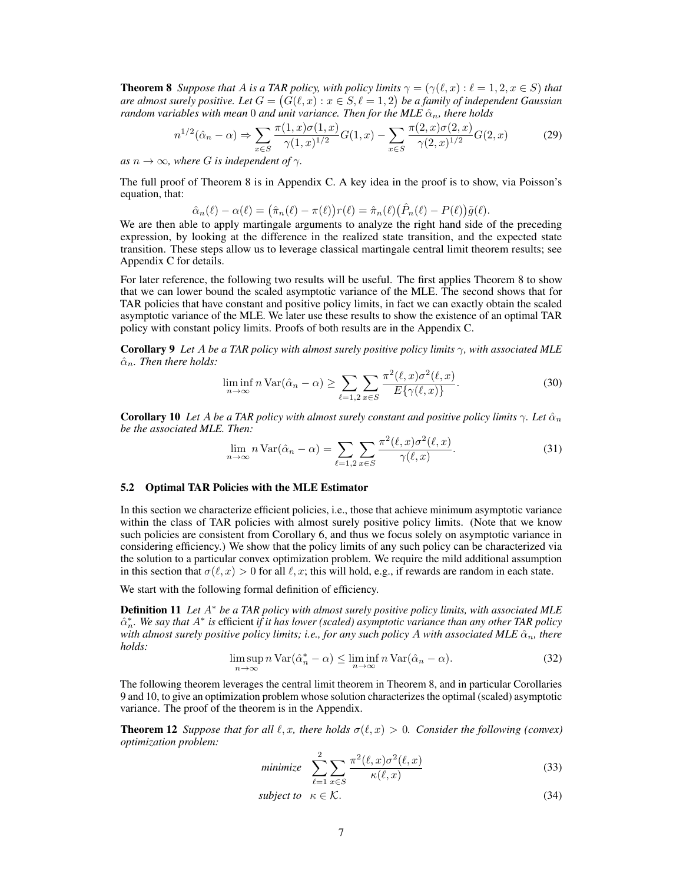**Theorem 8** *Suppose that $A$ is a TAR policy, with policy limits $\gamma = (\gamma(\ell, x) : \ell = 1, 2, x \in S)$ that are almost surely positive. Let $G = \big(G(\ell, x) : x \in S, \ell = 1, 2\big)$ be a family of independent Gaussian random variables with mean 0 and unit variance. Then for the MLE $\hat{\alpha}_n$, there holds*

$$n^{1/2}(\hat{\alpha}_n - \alpha) \Rightarrow \sum_{x \in S} \frac{\pi(1, x)\sigma(1, x)}{\gamma(1, x)^{1/2}} G(1, x) - \sum_{x \in S} \frac{\pi(2, x)\sigma(2, x)}{\gamma(2, x)^{1/2}} G(2, x) \tag{29}$$

*as $n \to \infty$, where $G$ is independent of $\gamma$.*

The full proof of Theorem 8 is in Appendix C. A key idea in the proof is to show, via Poisson's equation, that:

$$\hat{\alpha}_n(\ell) - \alpha(\ell) = \big(\hat{\pi}_n(\ell) - \pi(\ell)\big) r(\ell) = \hat{\pi}_n(\ell)\big(\hat{P}_n(\ell) - P(\ell)\big)\tilde{g}(\ell).$$

We are then able to apply martingale arguments to analyze the right hand side of the preceding expression, by looking at the difference in the realized state transition, and the expected state transition. These steps allow us to leverage classical martingale central limit theorem results; see Appendix C for details.

For later reference, the following two results will be useful. The first applies Theorem 8 to show that we can lower bound the scaled asymptotic variance of the MLE. The second shows that for TAR policies that have constant and positive policy limits, in fact we can exactly obtain the scaled asymptotic variance of the MLE. We later use these results to show the existence of an optimal TAR policy with constant policy limits. Proofs of both results are in the Appendix C.

**Corollary 9** *Let $A$ be a TAR policy with almost surely positive policy limits $\gamma$, with associated MLE $\hat{\alpha}_n$. Then there holds:*

$$\liminf_{n \to \infty} n \operatorname{Var}(\hat{\alpha}_n - \alpha) \geq \sum_{\ell=1,2} \sum_{x \in S} \frac{\pi^2(\ell, x)\sigma^2(\ell, x)}{E\{\gamma(\ell, x)\}}. \tag{30}$$

**Corollary 10** *Let $A$ be a TAR policy with almost surely constant and positive policy limits $\gamma$. Let $\hat{\alpha}_n$ be the associated MLE. Then:*

$$\lim_{n \to \infty} n \operatorname{Var}(\hat{\alpha}_n - \alpha) = \sum_{\ell=1,2} \sum_{x \in S} \frac{\pi^2(\ell, x)\sigma^2(\ell, x)}{\gamma(\ell, x)}. \tag{31}$$

### 5.2 Optimal TAR Policies with the MLE Estimator

In this section we characterize efficient policies, i.e., those that achieve minimum asymptotic variance within the class of TAR policies with almost surely positive policy limits. (Note that we know such policies are consistent from Corollary 6, and thus we focus solely on asymptotic variance in considering efficiency.) We show that the policy limits of any such policy can be characterized via the solution to a particular convex optimization problem. We require the mild additional assumption in this section that $\sigma(\ell, x) > 0$ for all $\ell, x$; this will hold, e.g., if rewards are random in each state.

We start with the following formal definition of efficiency.

**Definition 11** *Let $A^*$ be a TAR policy with almost surely positive policy limits, with associated MLE $\hat{\alpha}^*_n$. We say that $A^*$ is* efficient *if it has lower (scaled) asymptotic variance than any other TAR policy with almost surely positive policy limits; i.e., for any such policy $A$ with associated MLE $\hat{\alpha}_n$, there holds:*

$$\limsup_{n \to \infty} n \operatorname{Var}(\hat{\alpha}^*_n - \alpha) \leq \liminf_{n \to \infty} n \operatorname{Var}(\hat{\alpha}_n - \alpha). \tag{32}$$

The following theorem leverages the central limit theorem in Theorem 8, and in particular Corollaries 9 and 10, to give an optimization problem whose solution characterizes the optimal (scaled) asymptotic variance. The proof of the theorem is in the Appendix.

**Theorem 12** *Suppose that for all $\ell, x$, there holds $\sigma(\ell, x) > 0$. Consider the following (convex) optimization problem:*

$$\text{minimize} \quad \sum_{\ell=1}^{2} \sum_{x \in S} \frac{\pi^2(\ell, x)\sigma^2(\ell, x)}{\kappa(\ell, x)} \tag{33}$$

$$\text{subject to} \quad \kappa \in \mathcal{K}. \tag{34}$$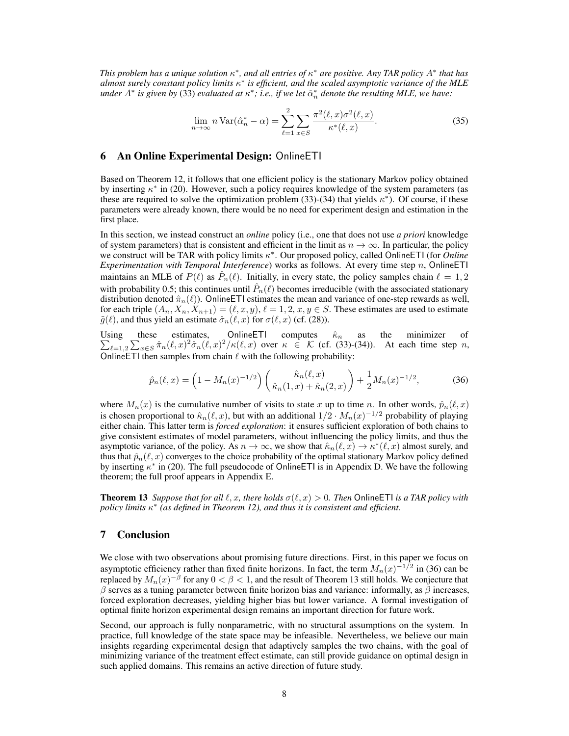*This problem has a unique solution $\kappa^*$, and all entries of $\kappa^*$ are positive. Any TAR policy $A^*$ that has almost surely constant policy limits $\kappa^*$ is efficient, and the scaled asymptotic variance of the MLE under $A^*$ is given by* (33) *evaluated at $\kappa^*$; i.e., if we let $\hat{\alpha}_n^*$ denote the resulting MLE, we have:*

$$\lim_{n\to\infty} n \operatorname{Var}(\hat{\alpha}_n^* - \alpha) = \sum_{\ell=1}^{2} \sum_{x \in S} \frac{\pi^2(\ell, x)\sigma^2(\ell, x)}{\kappa^*(\ell, x)}. \tag{35}$$

## 6 An Online Experimental Design: OnlineETI

Based on Theorem 12, it follows that one efficient policy is the stationary Markov policy obtained by inserting $\kappa^*$ in (20). However, such a policy requires knowledge of the system parameters (as these are required to solve the optimization problem (33)-(34) that yields $\kappa^*$). Of course, if these parameters were already known, there would be no need for experiment design and estimation in the first place.

In this section, we instead construct an *online* policy (i.e., one that does not use *a priori* knowledge of system parameters) that is consistent and efficient in the limit as $n \to \infty$. In particular, the policy we construct will be TAR with policy limits $\kappa^*$. Our proposed policy, called OnlineETI (for *Online Experimentation with Temporal Interference*) works as follows. At every time step $n$, OnlineETI maintains an MLE of $P(\ell)$ as $\hat{P}_n(\ell)$. Initially, in every state, the policy samples chain $\ell = 1, 2$ with probability 0.5; this continues until $\hat{P}_n(\ell)$ becomes irreducible (with the associated stationary distribution denoted $\hat{\pi}_n(\ell)$). OnlineETI estimates the mean and variance of one-step rewards as well, for each triple $(A_n, X_n, X_{n+1}) = (\ell, x, y)$, $\ell = 1, 2$, $x, y \in S$. These estimates are used to estimate $\tilde{g}(\ell)$, and thus yield an estimate $\hat{\sigma}_n(\ell, x)$ for $\sigma(\ell, x)$ (cf. (28)).

Using these estimates, OnlineETI computes $\hat{\kappa}_n$ as the minimizer of $\sum_{\ell=1,2} \sum_{x \in S} \hat{\pi}_n(\ell, x)^2 \hat{\sigma}_n(\ell, x)^2 / \kappa(\ell, x)$ over $\kappa \in \mathcal{K}$ (cf. (33)-(34)). At each time step $n$, OnlineETI then samples from chain $\ell$ with the following probability:

$$\hat{p}_n(\ell, x) = \left(1 - M_n(x)^{-1/2}\right) \left( \frac{\hat{\kappa}_n(\ell, x)}{\hat{\kappa}_n(1, x) + \hat{\kappa}_n(2, x)} \right) + \frac{1}{2} M_n(x)^{-1/2}, \tag{36}$$

where $M_n(x)$ is the cumulative number of visits to state $x$ up to time $n$. In other words, $\hat{p}_n(\ell, x)$ is chosen proportional to $\hat{\kappa}_n(\ell, x)$, but with an additional $1/2 \cdot M_n(x)^{-1/2}$ probability of playing either chain. This latter term is *forced exploration*: it ensures sufficient exploration of both chains to give consistent estimates of model parameters, without influencing the policy limits, and thus the asymptotic variance, of the policy. As $n \to \infty$, we show that $\hat{\kappa}_n(\ell, x) \to \kappa^*(\ell, x)$ almost surely, and thus that $\hat{p}_n(\ell, x)$ converges to the choice probability of the optimal stationary Markov policy defined by inserting $\kappa^*$ in (20). The full pseudocode of OnlineETI is in Appendix D. We have the following theorem; the full proof appears in Appendix E.

**Theorem 13** *Suppose that for all $\ell, x$, there holds $\sigma(\ell, x) > 0$. Then OnlineETI is a TAR policy with policy limits $\kappa^*$ (as defined in Theorem 12), and thus it is consistent and efficient.*

## 7 Conclusion

We close with two observations about promising future directions. First, in this paper we focus on asymptotic efficiency rather than fixed finite horizons. In fact, the term $M_n(x)^{-1/2}$ in (36) can be replaced by $M_n(x)^{-\beta}$ for any $0 < \beta < 1$, and the result of Theorem 13 still holds. We conjecture that $\beta$ serves as a tuning parameter between finite horizon bias and variance: informally, as $\beta$ increases, forced exploration decreases, yielding higher bias but lower variance. A formal investigation of optimal finite horizon experimental design remains an important direction for future work.

Second, our approach is fully nonparametric, with no structural assumptions on the system. In practice, full knowledge of the state space may be infeasible. Nevertheless, we believe our main insights regarding experimental design that adaptively samples the two chains, with the goal of minimizing variance of the treatment effect estimate, can still provide guidance on optimal design in such applied domains. This remains an active direction of future study.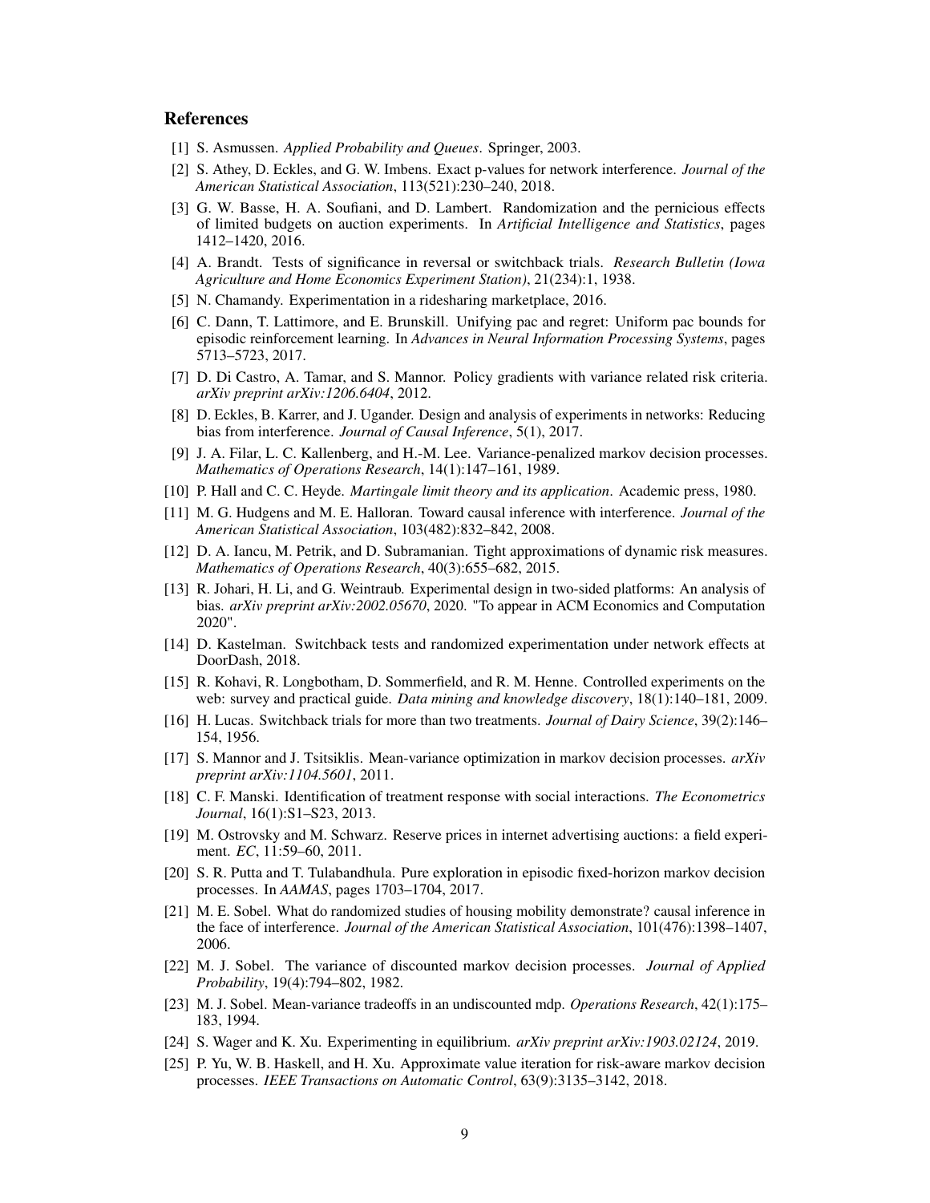## References

[1] S. Asmussen. *Applied Probability and Queues*. Springer, 2003.

[2] S. Athey, D. Eckles, and G. W. Imbens. Exact p-values for network interference. *Journal of the American Statistical Association*, 113(521):230–240, 2018.

[3] G. W. Basse, H. A. Soufiani, and D. Lambert. Randomization and the pernicious effects of limited budgets on auction experiments. In *Artificial Intelligence and Statistics*, pages 1412–1420, 2016.

[4] A. Brandt. Tests of significance in reversal or switchback trials. *Research Bulletin (Iowa Agriculture and Home Economics Experiment Station)*, 21(234):1, 1938.

[5] N. Chamandy. Experimentation in a ridesharing marketplace, 2016.

[6] C. Dann, T. Lattimore, and E. Brunskill. Unifying pac and regret: Uniform pac bounds for episodic reinforcement learning. In *Advances in Neural Information Processing Systems*, pages 5713–5723, 2017.

[7] D. Di Castro, A. Tamar, and S. Mannor. Policy gradients with variance related risk criteria. *arXiv preprint arXiv:1206.6404*, 2012.

[8] D. Eckles, B. Karrer, and J. Ugander. Design and analysis of experiments in networks: Reducing bias from interference. *Journal of Causal Inference*, 5(1), 2017.

[9] J. A. Filar, L. C. Kallenberg, and H.-M. Lee. Variance-penalized markov decision processes. *Mathematics of Operations Research*, 14(1):147–161, 1989.

[10] P. Hall and C. C. Heyde. *Martingale limit theory and its application*. Academic press, 1980.

[11] M. G. Hudgens and M. E. Halloran. Toward causal inference with interference. *Journal of the American Statistical Association*, 103(482):832–842, 2008.

[12] D. A. Iancu, M. Petrik, and D. Subramanian. Tight approximations of dynamic risk measures. *Mathematics of Operations Research*, 40(3):655–682, 2015.

[13] R. Johari, H. Li, and G. Weintraub. Experimental design in two-sided platforms: An analysis of bias. *arXiv preprint arXiv:2002.05670*, 2020. "To appear in ACM Economics and Computation 2020".

[14] D. Kastelman. Switchback tests and randomized experimentation under network effects at DoorDash, 2018.

[15] R. Kohavi, R. Longbotham, D. Sommerfield, and R. M. Henne. Controlled experiments on the web: survey and practical guide. *Data mining and knowledge discovery*, 18(1):140–181, 2009.

[16] H. Lucas. Switchback trials for more than two treatments. *Journal of Dairy Science*, 39(2):146–154, 1956.

[17] S. Mannor and J. Tsitsiklis. Mean-variance optimization in markov decision processes. *arXiv preprint arXiv:1104.5601*, 2011.

[18] C. F. Manski. Identification of treatment response with social interactions. *The Econometrics Journal*, 16(1):S1–S23, 2013.

[19] M. Ostrovsky and M. Schwarz. Reserve prices in internet advertising auctions: a field experiment. *EC*, 11:59–60, 2011.

[20] S. R. Putta and T. Tulabandhula. Pure exploration in episodic fixed-horizon markov decision processes. In *AAMAS*, pages 1703–1704, 2017.

[21] M. E. Sobel. What do randomized studies of housing mobility demonstrate? causal inference in the face of interference. *Journal of the American Statistical Association*, 101(476):1398–1407, 2006.

[22] M. J. Sobel. The variance of discounted markov decision processes. *Journal of Applied Probability*, 19(4):794–802, 1982.

[23] M. J. Sobel. Mean-variance tradeoffs in an undiscounted mdp. *Operations Research*, 42(1):175–183, 1994.

[24] S. Wager and K. Xu. Experimenting in equilibrium. *arXiv preprint arXiv:1903.02124*, 2019.

[25] P. Yu, W. B. Haskell, and H. Xu. Approximate value iteration for risk-aware markov decision processes. *IEEE Transactions on Automatic Control*, 63(9):3135–3142, 2018.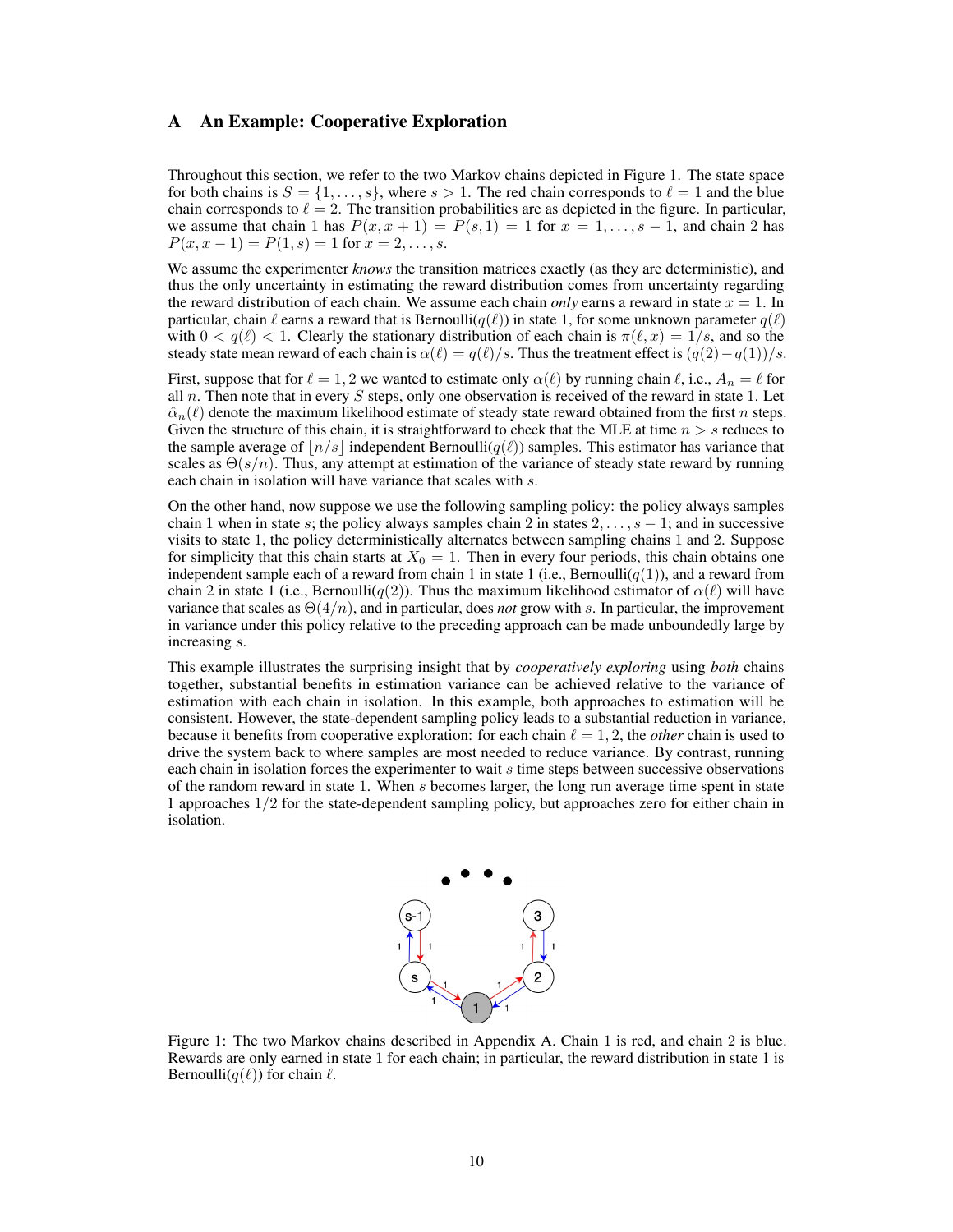## A An Example: Cooperative Exploration

Throughout this section, we refer to the two Markov chains depicted in Figure 1. The state space for both chains is $S = \{1, \dots, s\}$, where $s > 1$. The red chain corresponds to $\ell = 1$ and the blue chain corresponds to $\ell = 2$. The transition probabilities are as depicted in the figure. In particular, we assume that chain 1 has $P(x, x+1) = P(s, 1) = 1$ for $x = 1, \dots, s-1$, and chain 2 has $P(x, x-1) = P(1, s) = 1$ for $x = 2, \dots, s$.

We assume the experimenter *knows* the transition matrices exactly (as they are deterministic), and thus the only uncertainty in estimating the reward distribution comes from uncertainty regarding the reward distribution of each chain. We assume each chain *only* earns a reward in state $x = 1$. In particular, chain $\ell$ earns a reward that is Bernoulli($q(\ell)$) in state 1, for some unknown parameter $q(\ell)$ with $0 < q(\ell) < 1$. Clearly the stationary distribution of each chain is $\pi(\ell, x) = 1/s$, and so the steady state mean reward of each chain is $\alpha(\ell) = q(\ell)/s$. Thus the treatment effect is $(q(2) - q(1))/s$.

First, suppose that for $\ell = 1, 2$ we wanted to estimate only $\alpha(\ell)$ by running chain $\ell$, i.e., $A_n = \ell$ for all $n$. Then note that in every $S$ steps, only one observation is received of the reward in state 1. Let $\hat{\alpha}_n(\ell)$ denote the maximum likelihood estimate of steady state reward obtained from the first $n$ steps. Given the structure of this chain, it is straightforward to check that the MLE at time $n > s$ reduces to the sample average of $\lfloor n/s \rfloor$ independent Bernoulli($q(\ell)$) samples. This estimator has variance that scales as $\Theta(s/n)$. Thus, any attempt at estimation of the variance of steady state reward by running each chain in isolation will have variance that scales with $s$.

On the other hand, now suppose we use the following sampling policy: the policy always samples chain 1 when in state $s$; the policy always samples chain 2 in states $2, \dots, s-1$; and in successive visits to state 1, the policy deterministically alternates between sampling chains 1 and 2. Suppose for simplicity that this chain starts at $X_0 = 1$. Then in every four periods, this chain obtains one independent sample each of a reward from chain 1 in state 1 (i.e., Bernoulli($q(1)$), and a reward from chain 2 in state 1 (i.e., Bernoulli($q(2)$). Thus the maximum likelihood estimator of $\alpha(\ell)$ will have variance that scales as $\Theta(4/n)$, and in particular, does *not* grow with $s$. In particular, the improvement in variance under this policy relative to the preceding approach can be made unboundedly large by increasing $s$.

This example illustrates the surprising insight that by *cooperatively exploring* using *both* chains together, substantial benefits in estimation variance can be achieved relative to the variance of estimation with each chain in isolation. In this example, both approaches to estimation will be consistent. However, the state-dependent sampling policy leads to a substantial reduction in variance, because it benefits from cooperative exploration: for each chain $\ell = 1, 2$, the *other* chain is used to drive the system back to where samples are most needed to reduce variance. By contrast, running each chain in isolation forces the experimenter to wait $s$ time steps between successive observations of the random reward in state 1. When $s$ becomes larger, the long run average time spent in state 1 approaches $1/2$ for the state-dependent sampling policy, but approaches zero for either chain in isolation.

Figure 1: The two Markov chains described in Appendix A. Chain 1 is red, and chain 2 is blue. Rewards are only earned in state 1 for each chain; in particular, the reward distribution in state 1 is Bernoulli($q(\ell)$) for chain $\ell$.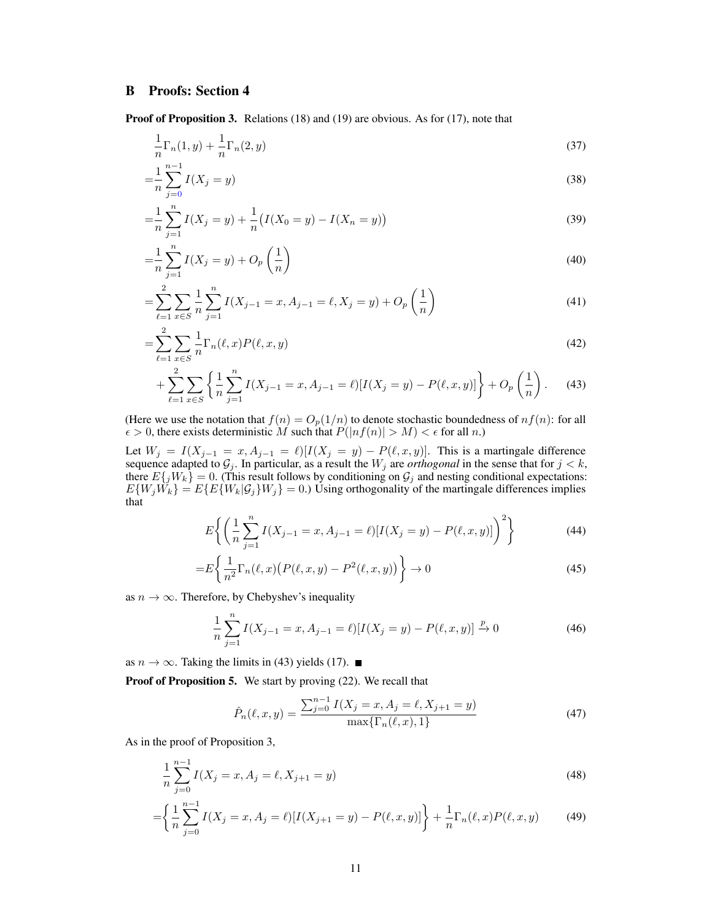## B Proofs: Section 4

**Proof of Proposition 3.** Relations (18) and (19) are obvious. As for (17), note that

$$\frac{1}{n}\Gamma_n(1, y) + \frac{1}{n}\Gamma_n(2, y) \tag{37}$$

$$= \frac{1}{n}\sum_{j=0}^{n-1} I(X_j = y) \tag{38}$$

$$= \frac{1}{n}\sum_{j=1}^{n} I(X_j = y) + \frac{1}{n}\big(I(X_0 = y) - I(X_n = y)\big) \tag{39}$$

$$= \frac{1}{n}\sum_{j=1}^{n} I(X_j = y) + O_p\left(\frac{1}{n}\right) \tag{40}$$

$$= \sum_{\ell=1}^{2}\sum_{x\in S}\frac{1}{n}\sum_{j=1}^{n} I(X_{j-1} = x, A_{j-1} = \ell, X_j = y) + O_p\left(\frac{1}{n}\right) \tag{41}$$

$$= \sum_{\ell=1}^{2}\sum_{x\in S}\frac{1}{n}\Gamma_n(\ell, x)P(\ell, x, y) \tag{42}$$

$$+ \sum_{\ell=1}^{2}\sum_{x\in S}\left\{\frac{1}{n}\sum_{j=1}^{n} I(X_{j-1} = x, A_{j-1} = \ell)[I(X_j = y) - P(\ell, x, y)]\right\} + O_p\left(\frac{1}{n}\right). \tag{43}$$

(Here we use the notation that $f(n) = O_p(1/n)$ to denote stochastic boundedness of $nf(n)$: for all $\epsilon > 0$, there exists deterministic $M$ such that $P(|nf(n)| > M) < \epsilon$ for all $n$.)

Let $W_j = I(X_{j-1} = x, A_{j-1} = \ell)[I(X_j = y) - P(\ell, x, y)]$. This is a martingale difference sequence adapted to $\mathcal{G}_j$. In particular, as a result the $W_j$ are *orthogonal* in the sense that for $j < k$, there $E\{_jW_k\} = 0$. (This result follows by conditioning on $\mathcal{G}_j$ and nesting conditional expectations: $E\{W_jW_k\} = E\{E\{W_k|\mathcal{G}_j\}W_j\} = 0$.) Using orthogonality of the martingale differences implies that

$$E\left\{\left(\frac{1}{n}\sum_{j=1}^{n} I(X_{j-1} = x, A_{j-1} = \ell)[I(X_j = y) - P(\ell, x, y)]\right)^2\right\} \tag{44}$$

$$= E\left\{\frac{1}{n^2}\Gamma_n(\ell, x)\big(P(\ell, x, y) - P^2(\ell, x, y)\big)\right\} \to 0 \tag{45}$$

as $n \to \infty$. Therefore, by Chebyshev's inequality

$$\frac{1}{n}\sum_{j=1}^{n} I(X_{j-1} = x, A_{j-1} = \ell)[I(X_j = y) - P(\ell, x, y)] \xrightarrow{p} 0 \tag{46}$$

as $n \to \infty$. Taking the limits in (43) yields (17). ∎

**Proof of Proposition 5.** We start by proving (22). We recall that

$$\hat{P}_n(\ell, x, y) = \frac{\sum_{j=0}^{n-1} I(X_j = x, A_j = \ell, X_{j+1} = y)}{\max\{\Gamma_n(\ell, x), 1\}} \tag{47}$$

As in the proof of Proposition 3,

$$\frac{1}{n}\sum_{j=0}^{n-1} I(X_j = x, A_j = \ell, X_{j+1} = y) \tag{48}$$

$$= \left\{\frac{1}{n}\sum_{j=0}^{n-1} I(X_j = x, A_j = \ell)[I(X_{j+1} = y) - P(\ell, x, y)]\right\} + \frac{1}{n}\Gamma_n(\ell, x)P(\ell, x, y) \tag{49}$$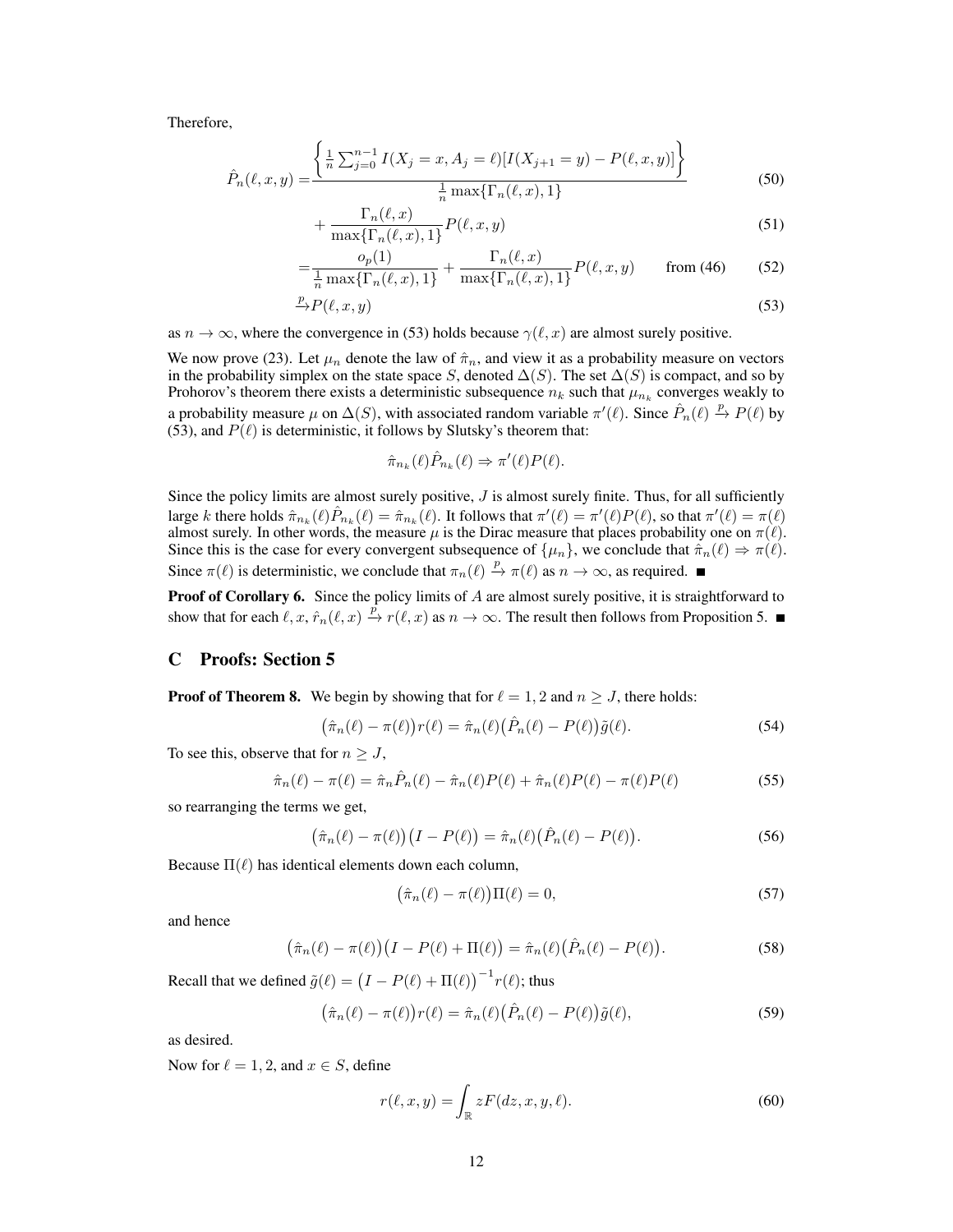Therefore,

$$
\begin{aligned}
\hat{P}_n(\ell, x, y) =& \frac{\left\{ \frac{1}{n} \sum_{j=0}^{n-1} I(X_j = x, A_j = \ell)[I(X_{j+1} = y) - P(\ell, x, y)] \right\}}{\frac{1}{n} \max\{\Gamma_n(\ell, x), 1\}} && (50) \\
&+ \frac{\Gamma_n(\ell, x)}{\max\{\Gamma_n(\ell, x), 1\}} P(\ell, x, y) && (51) \\
=& \frac{o_p(1)}{\frac{1}{n} \max\{\Gamma_n(\ell, x), 1\}} + \frac{\Gamma_n(\ell, x)}{\max\{\Gamma_n(\ell, x), 1\}} P(\ell, x, y) \qquad \text{from (46)} && (52) \\
\xrightarrow{p}& P(\ell, x, y) && (53)
\end{aligned}
$$

as $n \to \infty$, where the convergence in (53) holds because $\gamma(\ell, x)$ are almost surely positive.

We now prove (23). Let $\mu_n$ denote the law of $\hat{\pi}_n$, and view it as a probability measure on vectors in the probability simplex on the state space $S$, denoted $\Delta(S)$. The set $\Delta(S)$ is compact, and so by Prohorov's theorem there exists a deterministic subsequence $n_k$ such that $\mu_{n_k}$ converges weakly to a probability measure $\mu$ on $\Delta(S)$, with associated random variable $\pi'(\ell)$. Since $\hat{P}_n(\ell) \xrightarrow{p} P(\ell)$ by (53), and $P(\ell)$ is deterministic, it follows by Slutsky's theorem that:

$$
\hat{\pi}_{n_k}(\ell)\hat{P}_{n_k}(\ell) \Rightarrow \pi'(\ell)P(\ell).
$$

Since the policy limits are almost surely positive, $J$ is almost surely finite. Thus, for all sufficiently large $k$ there holds $\hat{\pi}_{n_k}(\ell)\hat{P}_{n_k}(\ell) = \hat{\pi}_{n_k}(\ell)$. It follows that $\pi'(\ell) = \pi'(\ell)P(\ell)$, so that $\pi'(\ell) = \pi(\ell)$ almost surely. In other words, the measure $\mu$ is the Dirac measure that places probability one on $\pi(\ell)$. Since this is the case for every convergent subsequence of $\{\mu_n\}$, we conclude that $\hat{\pi}_n(\ell) \Rightarrow \pi(\ell)$. Since $\pi(\ell)$ is deterministic, we conclude that $\pi_n(\ell) \xrightarrow{p} \pi(\ell)$ as $n \to \infty$, as required. ■

**Proof of Corollary 6.** Since the policy limits of $A$ are almost surely positive, it is straightforward to show that for each $\ell, x$, $\hat{r}_n(\ell, x) \xrightarrow{p} r(\ell, x)$ as $n \to \infty$. The result then follows from Proposition 5. ■

## C Proofs: Section 5

**Proof of Theorem 8.** We begin by showing that for $\ell = 1, 2$ and $n \geq J$, there holds:

$$
\big(\hat{\pi}_n(\ell) - \pi(\ell)\big) r(\ell) = \hat{\pi}_n(\ell)\big(\hat{P}_n(\ell) - P(\ell)\big)\tilde{g}(\ell). \tag{54}
$$

To see this, observe that for $n \geq J$,

$$
\hat{\pi}_n(\ell) - \pi(\ell) = \hat{\pi}_n \hat{P}_n(\ell) - \hat{\pi}_n(\ell)P(\ell) + \hat{\pi}_n(\ell)P(\ell) - \pi(\ell)P(\ell) \tag{55}
$$

so rearranging the terms we get,

$$
\big(\hat{\pi}_n(\ell) - \pi(\ell)\big)\big(I - P(\ell)\big) = \hat{\pi}_n(\ell)\big(\hat{P}_n(\ell) - P(\ell)\big). \tag{56}
$$

Because $\Pi(\ell)$ has identical elements down each column,

$$
\big(\hat{\pi}_n(\ell) - \pi(\ell)\big)\Pi(\ell) = 0, \tag{57}
$$

and hence

$$
\big(\hat{\pi}_n(\ell) - \pi(\ell)\big)\big(I - P(\ell) + \Pi(\ell)\big) = \hat{\pi}_n(\ell)\big(\hat{P}_n(\ell) - P(\ell)\big). \tag{58}
$$

Recall that we defined $\tilde{g}(\ell) = \big(I - P(\ell) + \Pi(\ell)\big)^{-1} r(\ell)$; thus

$$
\big(\hat{\pi}_n(\ell) - \pi(\ell)\big) r(\ell) = \hat{\pi}_n(\ell)\big(\hat{P}_n(\ell) - P(\ell)\big)\tilde{g}(\ell), \tag{59}
$$

as desired.

Now for $\ell = 1, 2$, and $x \in S$, define

$$
r(\ell, x, y) = \int_{\mathbb{R}} z F(dz, x, y, \ell). \tag{60}
$$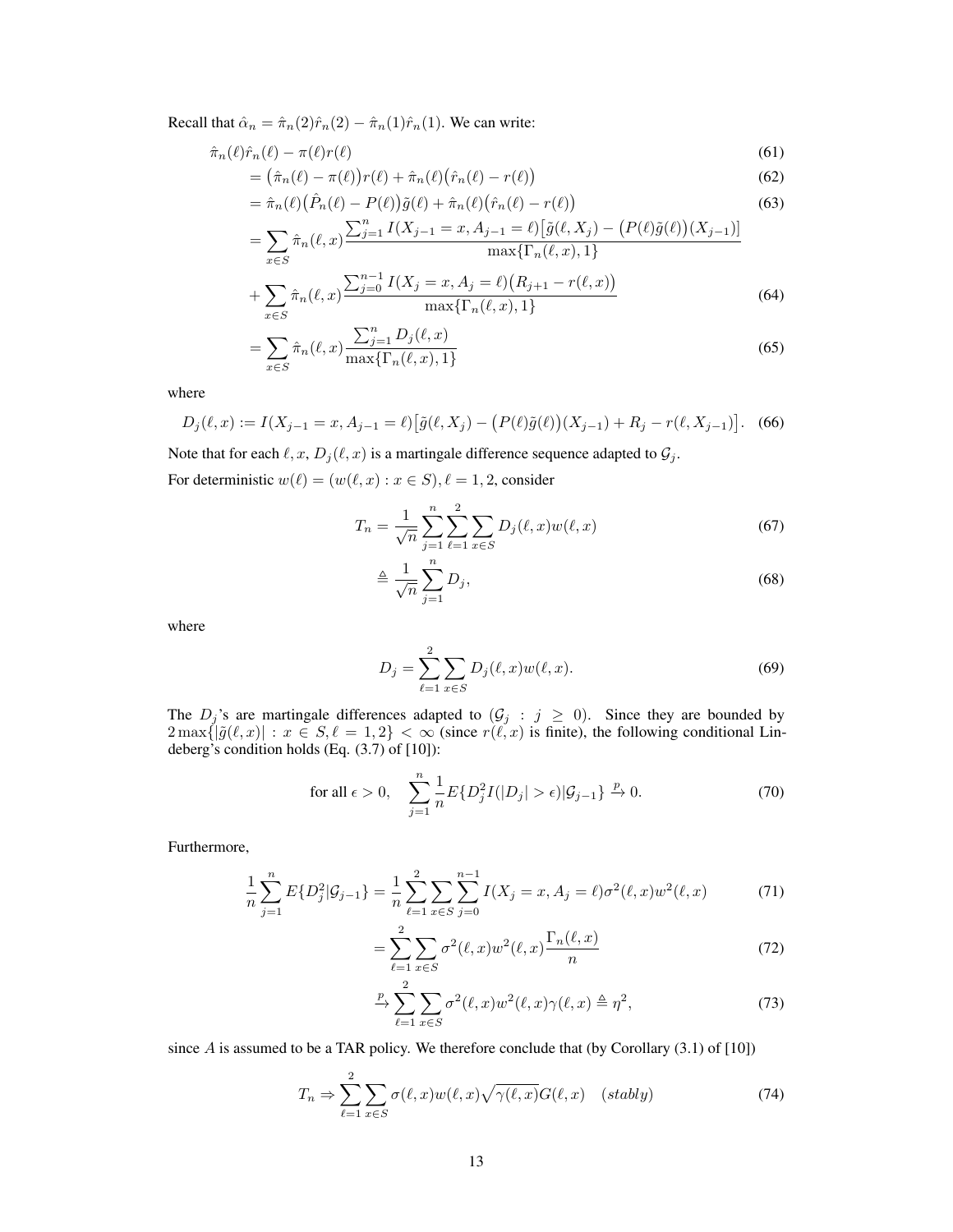Recall that $\hat{\alpha}_n = \hat{\pi}_n(2)\hat{r}_n(2) - \hat{\pi}_n(1)\hat{r}_n(1)$. We can write:

$$
\begin{aligned}
&\hat{\pi}_n(\ell)\hat{r}_n(\ell) - \pi(\ell)r(\ell) && (61)\\
&= \big(\hat{\pi}_n(\ell) - \pi(\ell)\big)r(\ell) + \hat{\pi}_n(\ell)\big(\hat{r}_n(\ell) - r(\ell)\big) && (62)\\
&= \hat{\pi}_n(\ell)\big(\hat{P}_n(\ell) - P(\ell)\big)\tilde{g}(\ell) + \hat{\pi}_n(\ell)\big(\hat{r}_n(\ell) - r(\ell)\big) && (63)\\
&= \sum_{x \in S} \hat{\pi}_n(\ell, x) \frac{\sum_{j=1}^{n} I(X_{j-1} = x, A_{j-1} = \ell)\big[\tilde{g}(\ell, X_j) - \big(P(\ell)\tilde{g}(\ell)\big)(X_{j-1})\big]}{\max\{\Gamma_n(\ell, x), 1\}} \\
&\quad + \sum_{x \in S} \hat{\pi}_n(\ell, x) \frac{\sum_{j=0}^{n-1} I(X_j = x, A_j = \ell)\big(R_{j+1} - r(\ell, x)\big)}{\max\{\Gamma_n(\ell, x), 1\}} && (64)\\
&= \sum_{x \in S} \hat{\pi}_n(\ell, x) \frac{\sum_{j=1}^{n} D_j(\ell, x)}{\max\{\Gamma_n(\ell, x), 1\}} && (65)
\end{aligned}
$$

where

$$
D_j(\ell, x) := I(X_{j-1} = x, A_{j-1} = \ell)\big[\tilde{g}(\ell, X_j) - \big(P(\ell)\tilde{g}(\ell)\big)(X_{j-1}) + R_j - r(\ell, X_{j-1})\big]. \quad (66)
$$

Note that for each $\ell, x$, $D_j(\ell, x)$ is a martingale difference sequence adapted to $\mathcal{G}_j$.

For deterministic $w(\ell) = (w(\ell, x) : x \in S), \ell = 1, 2$, consider

$$
\begin{aligned}
T_n &= \frac{1}{\sqrt{n}} \sum_{j=1}^{n} \sum_{\ell=1}^{2} \sum_{x \in S} D_j(\ell, x) w(\ell, x) && (67)\\
&\triangleq \frac{1}{\sqrt{n}} \sum_{j=1}^{n} D_j, && (68)
\end{aligned}
$$

where

$$
D_j = \sum_{\ell=1}^{2} \sum_{x \in S} D_j(\ell, x) w(\ell, x). \quad (69)
$$

The $D_j$'s are martingale differences adapted to $(\mathcal{G}_j : j \geq 0)$. Since they are bounded by $2\max\{|\tilde{g}(\ell, x)| : x \in S, \ell = 1, 2\} < \infty$ (since $r(\ell, x)$ is finite), the following conditional Lindeberg's condition holds (Eq. (3.7) of [10]):

$$
\text{for all } \epsilon > 0, \quad \sum_{j=1}^{n} \frac{1}{n} E\{D_j^2 I(|D_j| > \epsilon) | \mathcal{G}_{j-1}\} \xrightarrow{p} 0. \quad (70)
$$

Furthermore,

$$
\begin{aligned}
\frac{1}{n} \sum_{j=1}^{n} E\{D_j^2 | \mathcal{G}_{j-1}\} &= \frac{1}{n} \sum_{\ell=1}^{2} \sum_{x \in S} \sum_{j=0}^{n-1} I(X_j = x, A_j = \ell) \sigma^2(\ell, x) w^2(\ell, x) && (71)\\
&= \sum_{\ell=1}^{2} \sum_{x \in S} \sigma^2(\ell, x) w^2(\ell, x) \frac{\Gamma_n(\ell, x)}{n} && (72)\\
&\xrightarrow{p} \sum_{\ell=1}^{2} \sum_{x \in S} \sigma^2(\ell, x) w^2(\ell, x) \gamma(\ell, x) \triangleq \eta^2, && (73)
\end{aligned}
$$

since $A$ is assumed to be a TAR policy. We therefore conclude that (by Corollary (3.1) of [10])

$$
T_n \Rightarrow \sum_{\ell=1}^{2} \sum_{x \in S} \sigma(\ell, x) w(\ell, x) \sqrt{\gamma(\ell, x)} G(\ell, x) \quad (stably) \quad (74)
$$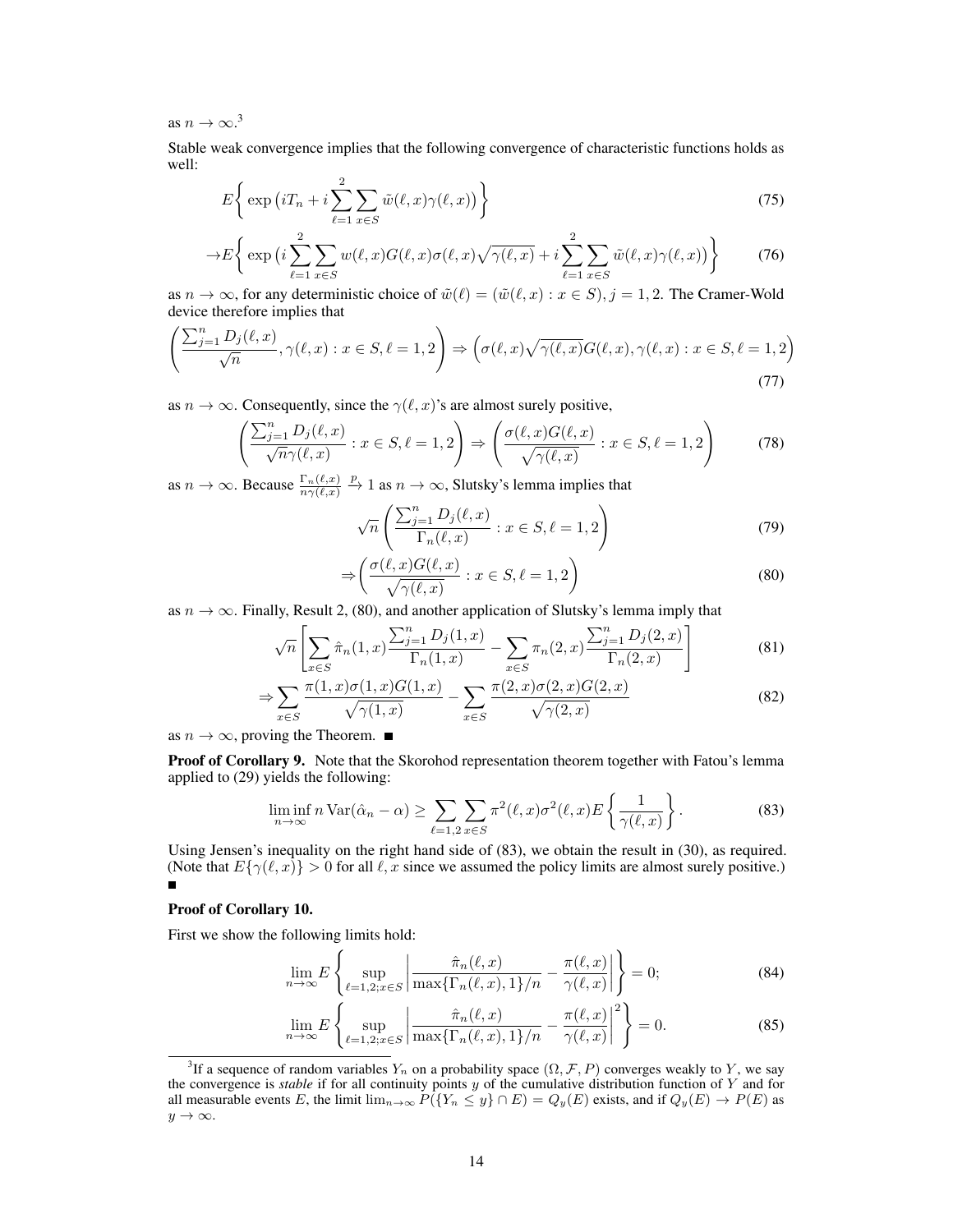as $n \to \infty$.[3]

Stable weak convergence implies that the following convergence of characteristic functions holds as well:

$$E\bigg\{ \exp\big(iT_n + i\sum_{\ell=1}^{2}\sum_{x\in S}\tilde{w}(\ell,x)\gamma(\ell,x)\big)\bigg\} \tag{75}$$

$$\to E\bigg\{ \exp\big(i\sum_{\ell=1}^{2}\sum_{x\in S} w(\ell,x)G(\ell,x)\sigma(\ell,x)\sqrt{\gamma(\ell,x)} + i\sum_{\ell=1}^{2}\sum_{x\in S}\tilde{w}(\ell,x)\gamma(\ell,x)\big)\bigg\} \tag{76}$$

as $n \to \infty$, for any deterministic choice of $\tilde{w}(\ell) = (\tilde{w}(\ell,x) : x \in S)$, $j = 1, 2$. The Cramer-Wold device therefore implies that

$$\left(\frac{\sum_{j=1}^{n} D_j(\ell,x)}{\sqrt{n}}, \gamma(\ell,x) : x \in S, \ell = 1,2\right) \Rightarrow \left(\sigma(\ell,x)\sqrt{\gamma(\ell,x)}G(\ell,x), \gamma(\ell,x) : x \in S, \ell = 1,2\right) \tag{77}$$

as $n \to \infty$. Consequently, since the $\gamma(\ell,x)$'s are almost surely positive,

$$\left(\frac{\sum_{j=1}^{n} D_j(\ell,x)}{\sqrt{n}\gamma(\ell,x)} : x \in S, \ell = 1,2\right) \Rightarrow \left(\frac{\sigma(\ell,x)G(\ell,x)}{\sqrt{\gamma(\ell,x)}} : x \in S, \ell = 1,2\right) \tag{78}$$

as $n \to \infty$. Because $\frac{\Gamma_n(\ell,x)}{n\gamma(\ell,x)} \xrightarrow{p} 1$ as $n \to \infty$, Slutsky's lemma implies that

$$\sqrt{n}\left(\frac{\sum_{j=1}^{n} D_j(\ell,x)}{\Gamma_n(\ell,x)} : x \in S, \ell = 1,2\right) \tag{79}$$

$$\Rightarrow \left(\frac{\sigma(\ell,x)G(\ell,x)}{\sqrt{\gamma(\ell,x)}} : x \in S, \ell = 1,2\right) \tag{80}$$

as $n \to \infty$. Finally, Result 2, (80), and another application of Slutsky's lemma imply that

$$\sqrt{n}\left[\sum_{x\in S}\hat{\pi}_n(1,x)\frac{\sum_{j=1}^{n} D_j(1,x)}{\Gamma_n(1,x)} - \sum_{x\in S}\pi_n(2,x)\frac{\sum_{j=1}^{n} D_j(2,x)}{\Gamma_n(2,x)}\right] \tag{81}$$

$$\Rightarrow \sum_{x\in S}\frac{\pi(1,x)\sigma(1,x)G(1,x)}{\sqrt{\gamma(1,x)}} - \sum_{x\in S}\frac{\pi(2,x)\sigma(2,x)G(2,x)}{\sqrt{\gamma(2,x)}} \tag{82}$$

as $n \to \infty$, proving the Theorem. ■

**Proof of Corollary 9.** Note that the Skorohod representation theorem together with Fatou's lemma applied to (29) yields the following:

$$\liminf_{n\to\infty} n\,\mathrm{Var}(\hat{\alpha}_n - \alpha) \geq \sum_{\ell=1,2}\sum_{x\in S}\pi^2(\ell,x)\sigma^2(\ell,x)E\left\{\frac{1}{\gamma(\ell,x)}\right\}. \tag{83}$$

Using Jensen's inequality on the right hand side of (83), we obtain the result in (30), as required. (Note that $E\{\gamma(\ell,x)\} > 0$ for all $\ell, x$ since we assumed the policy limits are almost surely positive.) ■

**Proof of Corollary 10.**

First we show the following limits hold:

$$\lim_{n\to\infty} E\left\{\sup_{\ell=1,2;x\in S}\left|\frac{\hat{\pi}_n(\ell,x)}{\max\{\Gamma_n(\ell,x),1\}/n} - \frac{\pi(\ell,x)}{\gamma(\ell,x)}\right|\right\} = 0; \tag{84}$$

$$\lim_{n\to\infty} E\left\{\sup_{\ell=1,2;x\in S}\left|\frac{\hat{\pi}_n(\ell,x)}{\max\{\Gamma_n(\ell,x),1\}/n} - \frac{\pi(\ell,x)}{\gamma(\ell,x)}\right|^2\right\} = 0. \tag{85}$$

[3] If a sequence of random variables $Y_n$ on a probability space $(\Omega, \mathcal{F}, P)$ converges weakly to $Y$, we say the convergence is *stable* if for all continuity points $y$ of the cumulative distribution function of $Y$ and for all measurable events $E$, the limit $\lim_{n\to\infty} P(\{Y_n \leq y\} \cap E) = Q_y(E)$ exists, and if $Q_y(E) \to P(E)$ as $y \to \infty$.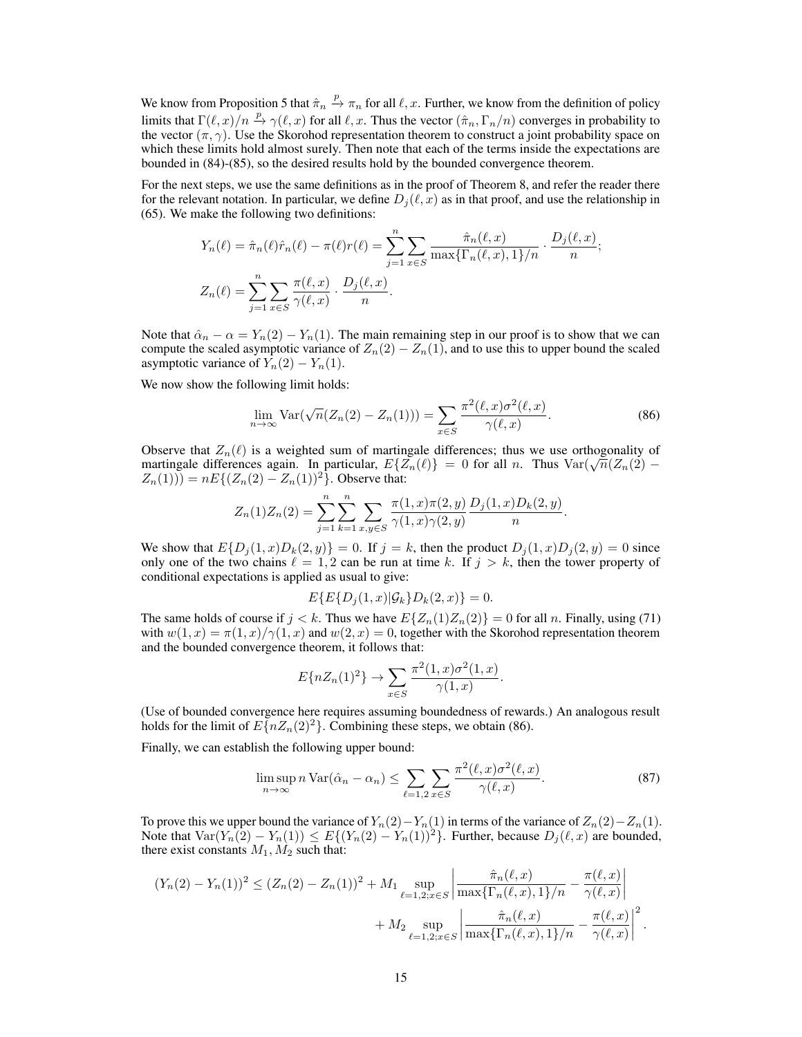We know from Proposition 5 that $\hat{\pi}_n \xrightarrow{p} \pi_n$ for all $\ell, x$. Further, we know from the definition of policy limits that $\Gamma(\ell, x)/n \xrightarrow{p} \gamma(\ell, x)$ for all $\ell, x$. Thus the vector $(\hat{\pi}_n, \Gamma_n/n)$ converges in probability to the vector $(\pi, \gamma)$. Use the Skorohod representation theorem to construct a joint probability space on which these limits hold almost surely. Then note that each of the terms inside the expectations are bounded in (84)-(85), so the desired results hold by the bounded convergence theorem.

For the next steps, we use the same definitions as in the proof of Theorem 8, and refer the reader there for the relevant notation. In particular, we define $D_j(\ell, x)$ as in that proof, and use the relationship in (65). We make the following two definitions:

$$Y_n(\ell) = \hat{\pi}_n(\ell)\hat{r}_n(\ell) - \pi(\ell)r(\ell) = \sum_{j=1}^{n} \sum_{x \in S} \frac{\hat{\pi}_n(\ell, x)}{\max\{\Gamma_n(\ell, x), 1\}/n} \cdot \frac{D_j(\ell, x)}{n};$$

$$Z_n(\ell) = \sum_{j=1}^{n} \sum_{x \in S} \frac{\pi(\ell, x)}{\gamma(\ell, x)} \cdot \frac{D_j(\ell, x)}{n}.$$

Note that $\hat{\alpha}_n - \alpha = Y_n(2) - Y_n(1)$. The main remaining step in our proof is to show that we can compute the scaled asymptotic variance of $Z_n(2) - Z_n(1)$, and to use this to upper bound the scaled asymptotic variance of $Y_n(2) - Y_n(1)$.

We now show the following limit holds:

$$\lim_{n \to \infty} \mathrm{Var}(\sqrt{n}(Z_n(2) - Z_n(1))) = \sum_{x \in S} \frac{\pi^2(\ell, x)\sigma^2(\ell, x)}{\gamma(\ell, x)}. \tag{86}$$

Observe that $Z_n(\ell)$ is a weighted sum of martingale differences; thus we use orthogonality of martingale differences again. In particular, $E\{Z_n(\ell)\} = 0$ for all $n$. Thus $\mathrm{Var}(\sqrt{n}(Z_n(2) - Z_n(1))) = nE\{(Z_n(2) - Z_n(1))^2\}$. Observe that:

$$Z_n(1)Z_n(2) = \sum_{j=1}^{n} \sum_{k=1}^{n} \sum_{x,y \in S} \frac{\pi(1, x)\pi(2, y)}{\gamma(1, x)\gamma(2, y)} \frac{D_j(1, x)D_k(2, y)}{n}.$$

We show that $E\{D_j(1, x)D_k(2, y)\} = 0$. If $j = k$, then the product $D_j(1, x)D_j(2, y) = 0$ since only one of the two chains $\ell = 1, 2$ can be run at time $k$. If $j > k$, then the tower property of conditional expectations is applied as usual to give:

$$E\{E\{D_j(1, x)|\mathcal{G}_k\}D_k(2, x)\} = 0.$$

The same holds of course if $j < k$. Thus we have $E\{Z_n(1)Z_n(2)\} = 0$ for all $n$. Finally, using (71) with $w(1, x) = \pi(1, x)/\gamma(1, x)$ and $w(2, x) = 0$, together with the Skorohod representation theorem and the bounded convergence theorem, it follows that:

$$E\{nZ_n(1)^2\} \to \sum_{x \in S} \frac{\pi^2(1, x)\sigma^2(1, x)}{\gamma(1, x)}.$$

(Use of bounded convergence here requires assuming boundedness of rewards.) An analogous result holds for the limit of $E\{nZ_n(2)^2\}$. Combining these steps, we obtain (86).

Finally, we can establish the following upper bound:

$$\limsup_{n \to \infty} n\,\mathrm{Var}(\hat{\alpha}_n - \alpha_n) \leq \sum_{\ell=1,2} \sum_{x \in S} \frac{\pi^2(\ell, x)\sigma^2(\ell, x)}{\gamma(\ell, x)}. \tag{87}$$

To prove this we upper bound the variance of $Y_n(2) - Y_n(1)$ in terms of the variance of $Z_n(2) - Z_n(1)$. Note that $\mathrm{Var}(Y_n(2) - Y_n(1)) \leq E\{(Y_n(2) - Y_n(1))^2\}$. Further, because $D_j(\ell, x)$ are bounded, there exist constants $M_1, M_2$ such that:

$$(Y_n(2) - Y_n(1))^2 \leq (Z_n(2) - Z_n(1))^2 + M_1 \sup_{\ell=1,2; x \in S} \left| \frac{\hat{\pi}_n(\ell, x)}{\max\{\Gamma_n(\ell, x), 1\}/n} - \frac{\pi(\ell, x)}{\gamma(\ell, x)} \right|$$
$$+ M_2 \sup_{\ell=1,2; x \in S} \left| \frac{\hat{\pi}_n(\ell, x)}{\max\{\Gamma_n(\ell, x), 1\}/n} - \frac{\pi(\ell, x)}{\gamma(\ell, x)} \right|^2.$$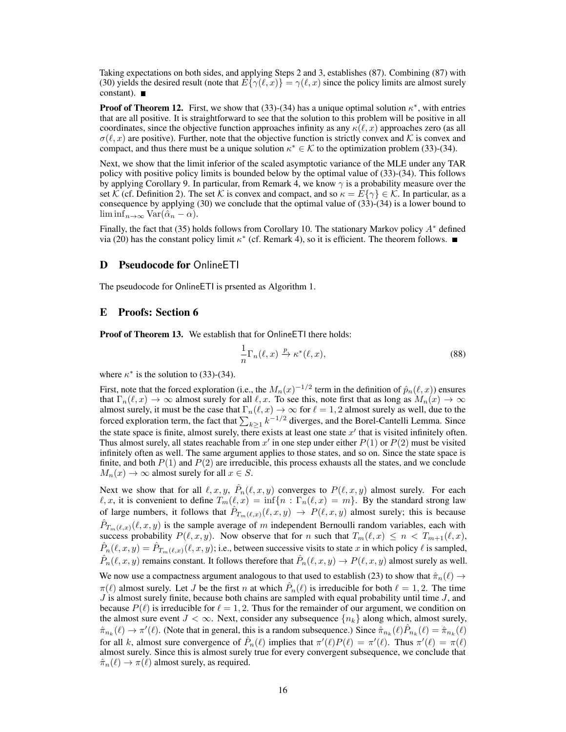Taking expectations on both sides, and applying Steps 2 and 3, establishes (87). Combining (87) with (30) yields the desired result (note that $E\{\gamma(\ell, x)\} = \gamma(\ell, x)$ since the policy limits are almost surely constant). ■

**Proof of Theorem 12.** First, we show that (33)-(34) has a unique optimal solution $\kappa^*$, with entries that are all positive. It is straightforward to see that the solution to this problem will be positive in all coordinates, since the objective function approaches infinity as any $\kappa(\ell, x)$ approaches zero (as all $\sigma(\ell, x)$ are positive). Further, note that the objective function is strictly convex and $\mathcal{K}$ is convex and compact, and thus there must be a unique solution $\kappa^* \in \mathcal{K}$ to the optimization problem (33)-(34).

Next, we show that the limit inferior of the scaled asymptotic variance of the MLE under any TAR policy with positive policy limits is bounded below by the optimal value of (33)-(34). This follows by applying Corollary 9. In particular, from Remark 4, we know $\gamma$ is a probability measure over the set $\mathcal{K}$ (cf. Definition 2). The set $\mathcal{K}$ is convex and compact, and so $\kappa = E\{\gamma\} \in \mathcal{K}$. In particular, as a consequence by applying (30) we conclude that the optimal value of (33)-(34) is a lower bound to $\liminf_{n\to\infty} \mathrm{Var}(\hat{\alpha}_n - \alpha)$.

Finally, the fact that (35) holds follows from Corollary 10. The stationary Markov policy $A^*$ defined via (20) has the constant policy limit $\kappa^*$ (cf. Remark 4), so it is efficient. The theorem follows. ■

## D Pseudocode for OnlineETI

The pseudocode for OnlineETI is prsented as Algorithm 1.

## E Proofs: Section 6

**Proof of Theorem 13.** We establish that for OnlineETI there holds:

$$\frac{1}{n}\Gamma_n(\ell, x) \xrightarrow{p} \kappa^*(\ell, x), \tag{88}$$

where $\kappa^*$ is the solution to (33)-(34).

First, note that the forced exploration (i.e., the $M_n(x)^{-1/2}$ term in the definition of $\hat{p}_n(\ell, x)$) ensures that $\Gamma_n(\ell, x) \to \infty$ almost surely for all $\ell, x$. To see this, note first that as long as $M_n(x) \to \infty$ almost surely, it must be the case that $\Gamma_n(\ell, x) \to \infty$ for $\ell = 1, 2$ almost surely as well, due to the forced exploration term, the fact that $\sum_{k\geq 1} k^{-1/2}$ diverges, and the Borel-Cantelli Lemma. Since the state space is finite, almost surely, there exists at least one state $x'$ that is visited infinitely often. Thus almost surely, all states reachable from $x'$ in one step under either $P(1)$ or $P(2)$ must be visited infinitely often as well. The same argument applies to those states, and so on. Since the state space is finite, and both $P(1)$ and $P(2)$ are irreducible, this process exhausts all the states, and we conclude $M_n(x) \to \infty$ almost surely for all $x \in S$.

Next we show that for all $\ell, x, y$, $\hat{P}_n(\ell, x, y)$ converges to $P(\ell, x, y)$ almost surely. For each $\ell, x$, it is convenient to define $T_m(\ell, x) = \inf\{n : \Gamma_n(\ell, x) = m\}$. By the standard strong law of large numbers, it follows that $\hat{P}_{T_m(\ell,x)}(\ell, x, y) \to P(\ell, x, y)$ almost surely; this is because $\hat{P}_{T_m(\ell,x)}(\ell, x, y)$ is the sample average of $m$ independent Bernoulli random variables, each with success probability $P(\ell, x, y)$. Now observe that for $n$ such that $T_m(\ell, x) \leq n < T_{m+1}(\ell, x)$, $\hat{P}_n(\ell, x, y) = \hat{P}_{T_m(\ell,x)}(\ell, x, y)$; i.e., between successive visits to state $x$ in which policy $\ell$ is sampled, $\hat{P}_n(\ell, x, y)$ remains constant. It follows therefore that $\hat{P}_n(\ell, x, y) \to P(\ell, x, y)$ almost surely as well.

We now use a compactness argument analogous to that used to establish (23) to show that $\hat{\pi}_n(\ell) \to \pi(\ell)$ almost surely. Let $J$ be the first $n$ at which $\hat{P}_n(\ell)$ is irreducible for both $\ell = 1, 2$. The time $J$ is almost surely finite, because both chains are sampled with equal probability until time $J$, and because $P(\ell)$ is irreducible for $\ell = 1, 2$. Thus for the remainder of our argument, we condition on the almost sure event $J < \infty$. Next, consider any subsequence $\{n_k\}$ along which, almost surely, $\hat{\pi}_{n_k}(\ell) \to \pi'(\ell)$. (Note that in general, this is a random subsequence.) Since $\hat{\pi}_{n_k}(\ell)\hat{P}_{n_k}(\ell) = \hat{\pi}_{n_k}(\ell)$ for all $k$, almost sure convergence of $\hat{P}_n(\ell)$ implies that $\pi'(\ell)P(\ell) = \pi'(\ell)$. Thus $\pi'(\ell) = \pi(\ell)$ almost surely. Since this is almost surely true for every convergent subsequence, we conclude that $\hat{\pi}_n(\ell) \to \pi(\ell)$ almost surely, as required.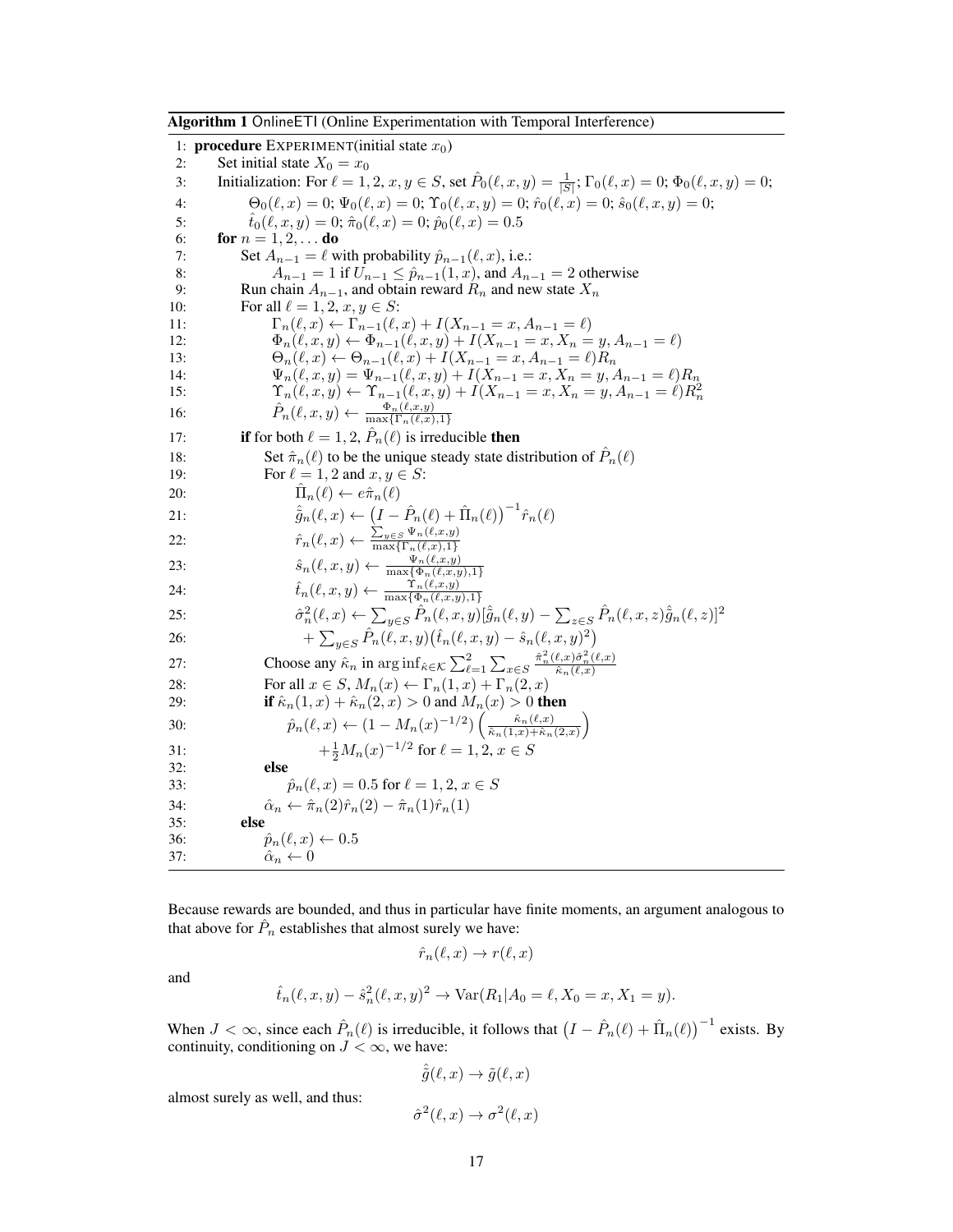**Algorithm 1** OnlineETI (Online Experimentation with Temporal Interference)

```
1:  procedure EXPERIMENT(initial state x_0)
2:      Set initial state X_0 = x_0
3:      Initialization: For ℓ = 1, 2, x, y ∈ S, set P̂_0(ℓ, x, y) = 1/|S|; Γ_0(ℓ, x) = 0; Φ_0(ℓ, x, y) = 0;
4:          Θ_0(ℓ, x) = 0; Ψ_0(ℓ, x) = 0; Υ_0(ℓ, x, y) = 0; r̂_0(ℓ, x) = 0; ŝ_0(ℓ, x, y) = 0;
5:          t̂_0(ℓ, x, y) = 0; π̂_0(ℓ, x) = 0; p̂_0(ℓ, x) = 0.5
6:      for n = 1, 2, ... do
7:          Set A_{n-1} = ℓ with probability p̂_{n-1}(ℓ, x), i.e.:
8:              A_{n-1} = 1 if U_{n-1} ≤ p̂_{n-1}(1, x), and A_{n-1} = 2 otherwise
9:          Run chain A_{n-1}, and obtain reward R_n and new state X_n
10:         For all ℓ = 1, 2, x, y ∈ S:
11:             Γ_n(ℓ, x) ← Γ_{n-1}(ℓ, x) + I(X_{n-1} = x, A_{n-1} = ℓ)
12:             Φ_n(ℓ, x, y) ← Φ_{n-1}(ℓ, x, y) + I(X_{n-1} = x, X_n = y, A_{n-1} = ℓ)
13:             Θ_n(ℓ, x) ← Θ_{n-1}(ℓ, x) + I(X_{n-1} = x, A_{n-1} = ℓ) R_n
14:             Ψ_n(ℓ, x, y) = Ψ_{n-1}(ℓ, x, y) + I(X_{n-1} = x, X_n = y, A_{n-1} = ℓ) R_n
15:             Υ_n(ℓ, x, y) ← Υ_{n-1}(ℓ, x, y) + I(X_{n-1} = x, X_n = y, A_{n-1} = ℓ) R_n^2
16:             P̂_n(ℓ, x, y) ← Φ_n(ℓ, x, y) / max{Γ_n(ℓ, x), 1}
17:         if for both ℓ = 1, 2, P̂_n(ℓ) is irreducible then
18:             Set π̂_n(ℓ) to be the unique steady state distribution of P̂_n(ℓ)
19:             For ℓ = 1, 2 and x, y ∈ S:
20:                 Π̂_n(ℓ) ← e π̂_n(ℓ)
21:                 g̃̂_n(ℓ, x) ← (I − P̂_n(ℓ) + Π̂_n(ℓ))^{-1} r̂_n(ℓ)
22:                 r̂_n(ℓ, x) ← Σ_{y∈S} Ψ_n(ℓ, x, y) / max{Γ_n(ℓ, x), 1}
23:                 ŝ_n(ℓ, x, y) ← Ψ_n(ℓ, x, y) / max{Φ_n(ℓ, x, y), 1}
24:                 t̂_n(ℓ, x, y) ← Υ_n(ℓ, x, y) / max{Φ_n(ℓ, x, y), 1}
25:                 σ̂_n^2(ℓ, x) ← Σ_{y∈S} P̂_n(ℓ, x, y)[g̃̂_n(ℓ, y) − Σ_{z∈S} P̂_n(ℓ, x, z) g̃̂_n(ℓ, z)]^2
26:                     + Σ_{y∈S} P̂_n(ℓ, x, y)(t̂_n(ℓ, x, y) − ŝ_n(ℓ, x, y)^2)
27:             Choose any κ̂_n in arg inf_{κ̂∈K} Σ_{ℓ=1}^{2} Σ_{x∈S} π̂_n^2(ℓ, x) σ̂_n^2(ℓ, x) / κ̂_n(ℓ, x)
28:             For all x ∈ S, M_n(x) ← Γ_n(1, x) + Γ_n(2, x)
29:             if κ̂_n(1, x) + κ̂_n(2, x) > 0 and M_n(x) > 0 then
30:                 p̂_n(ℓ, x) ← (1 − M_n(x)^{-1/2}) (κ̂_n(ℓ, x) / (κ̂_n(1, x) + κ̂_n(2, x)))
31:                     + (1/2) M_n(x)^{-1/2} for ℓ = 1, 2, x ∈ S
32:             else
33:                 p̂_n(ℓ, x) = 0.5 for ℓ = 1, 2, x ∈ S
34:             α̂_n ← π̂_n(2) r̂_n(2) − π̂_n(1) r̂_n(1)
35:         else
36:             p̂_n(ℓ, x) ← 0.5
37:             α̂_n ← 0
```

Because rewards are bounded, and thus in particular have finite moments, an argument analogous to that above for $\hat{P}_n$ establishes that almost surely we have:

$$\hat{r}_n(\ell, x) \to r(\ell, x)$$

and

$$\hat{t}_n(\ell, x, y) - \hat{s}_n^2(\ell, x, y)^2 \to \mathrm{Var}(R_1 | A_0 = \ell, X_0 = x, X_1 = y).$$

When $J < \infty$, since each $\hat{P}_n(\ell)$ is irreducible, it follows that $\big(I - \hat{P}_n(\ell) + \hat{\Pi}_n(\ell)\big)^{-1}$ exists. By continuity, conditioning on $J < \infty$, we have:

$$\hat{\tilde{g}}(\ell, x) \to \tilde{g}(\ell, x)$$

almost surely as well, and thus:

$$\hat{\sigma}^2(\ell, x) \to \sigma^2(\ell, x)$$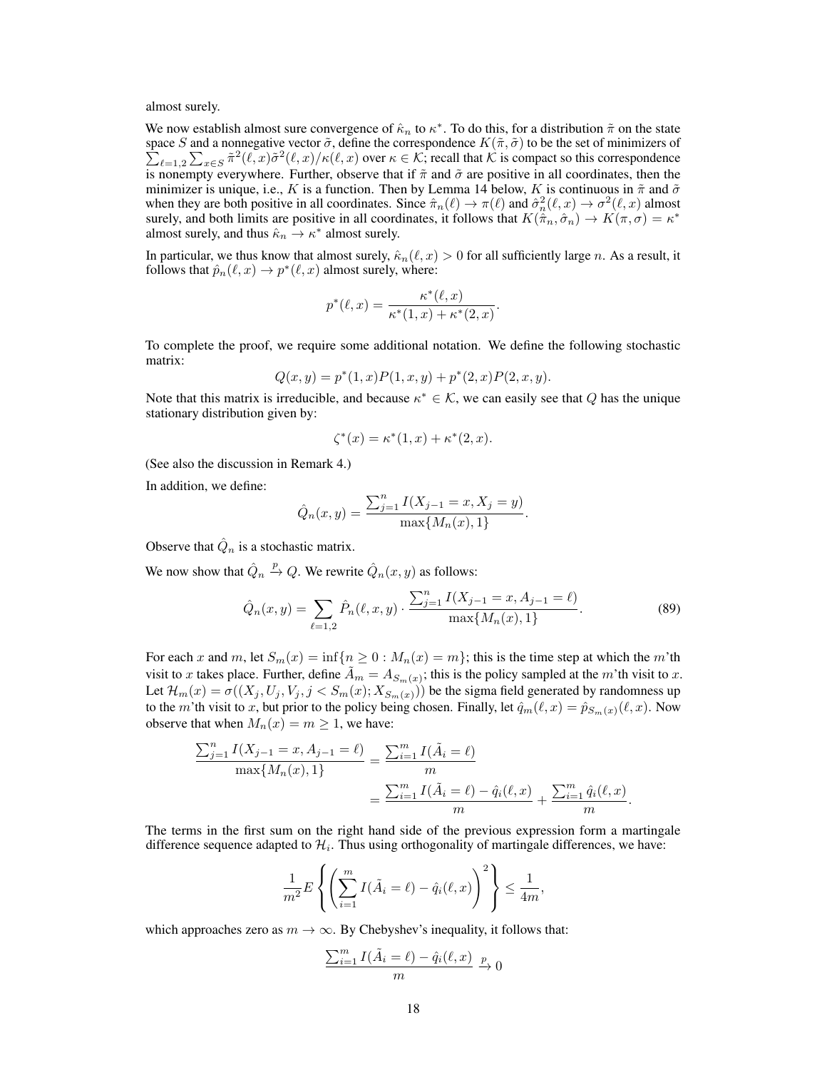almost surely.

We now establish almost sure convergence of $\hat{\kappa}_n$ to $\kappa^*$. To do this, for a distribution $\tilde{\pi}$ on the state space $S$ and a nonnegative vector $\tilde{\sigma}$, define the correspondence $K(\tilde{\pi}, \tilde{\sigma})$ to be the set of minimizers of $\sum_{\ell=1,2} \sum_{x \in S} \tilde{\pi}^2(\ell, x)\tilde{\sigma}^2(\ell, x)/\kappa(\ell, x)$ over $\kappa \in \mathcal{K}$; recall that $\mathcal{K}$ is compact so this correspondence is nonempty everywhere. Further, observe that if $\tilde{\pi}$ and $\tilde{\sigma}$ are positive in all coordinates, then the minimizer is unique, i.e., $K$ is a function. Then by Lemma 14 below, $K$ is continuous in $\tilde{\pi}$ and $\tilde{\sigma}$ when they are both positive in all coordinates. Since $\hat{\pi}_n(\ell) \to \pi(\ell)$ and $\hat{\sigma}_n^2(\ell, x) \to \sigma^2(\ell, x)$ almost surely, and both limits are positive in all coordinates, it follows that $K(\hat{\pi}_n, \hat{\sigma}_n) \to K(\pi, \sigma) = \kappa^*$ almost surely, and thus $\hat{\kappa}_n \to \kappa^*$ almost surely.

In particular, we thus know that almost surely, $\hat{\kappa}_n(\ell, x) > 0$ for all sufficiently large $n$. As a result, it follows that $\hat{p}_n(\ell, x) \to p^*(\ell, x)$ almost surely, where:

$$p^*(\ell, x) = \frac{\kappa^*(\ell, x)}{\kappa^*(1, x) + \kappa^*(2, x)}.$$

To complete the proof, we require some additional notation. We define the following stochastic matrix:

$$Q(x, y) = p^*(1, x)P(1, x, y) + p^*(2, x)P(2, x, y).$$

Note that this matrix is irreducible, and because $\kappa^* \in \mathcal{K}$, we can easily see that $Q$ has the unique stationary distribution given by:

$$\zeta^*(x) = \kappa^*(1, x) + \kappa^*(2, x).$$

(See also the discussion in Remark 4.)

In addition, we define:

$$\hat{Q}_n(x, y) = \frac{\sum_{j=1}^n I(X_{j-1} = x, X_j = y)}{\max\{M_n(x), 1\}}.$$

Observe that $\hat{Q}_n$ is a stochastic matrix.

We now show that $\hat{Q}_n \xrightarrow{p} Q$. We rewrite $\hat{Q}_n(x, y)$ as follows:

$$\hat{Q}_n(x, y) = \sum_{\ell=1,2} \hat{P}_n(\ell, x, y) \cdot \frac{\sum_{j=1}^n I(X_{j-1} = x, A_{j-1} = \ell)}{\max\{M_n(x), 1\}}. \tag{89}$$

For each $x$ and $m$, let $S_m(x) = \inf\{n \geq 0 : M_n(x) = m\}$; this is the time step at which the $m$'th visit to $x$ takes place. Further, define $\tilde{A}_m = A_{S_m(x)}$; this is the policy sampled at the $m$'th visit to $x$. Let $\mathcal{H}_m(x) = \sigma((X_j, U_j, V_j, j < S_m(x); X_{S_m(x)}))$ be the sigma field generated by randomness up to the $m$'th visit to $x$, but prior to the policy being chosen. Finally, let $\hat{q}_m(\ell, x) = \hat{p}_{S_m(x)}(\ell, x)$. Now observe that when $M_n(x) = m \geq 1$, we have:

$$\begin{aligned}
\frac{\sum_{j=1}^n I(X_{j-1} = x, A_{j-1} = \ell)}{\max\{M_n(x), 1\}} &= \frac{\sum_{i=1}^m I(\tilde{A}_i = \ell)}{m} \\
&= \frac{\sum_{i=1}^m I(\tilde{A}_i = \ell) - \hat{q}_i(\ell, x)}{m} + \frac{\sum_{i=1}^m \hat{q}_i(\ell, x)}{m}.
\end{aligned}$$

The terms in the first sum on the right hand side of the previous expression form a martingale difference sequence adapted to $\mathcal{H}_i$. Thus using orthogonality of martingale differences, we have:

$$\frac{1}{m^2} E\left\{\left(\sum_{i=1}^m I(\tilde{A}_i = \ell) - \hat{q}_i(\ell, x)\right)^2\right\} \leq \frac{1}{4m},$$

which approaches zero as $m \to \infty$. By Chebyshev's inequality, it follows that:

$$\frac{\sum_{i=1}^m I(\tilde{A}_i = \ell) - \hat{q}_i(\ell, x)}{m} \xrightarrow{p} 0$$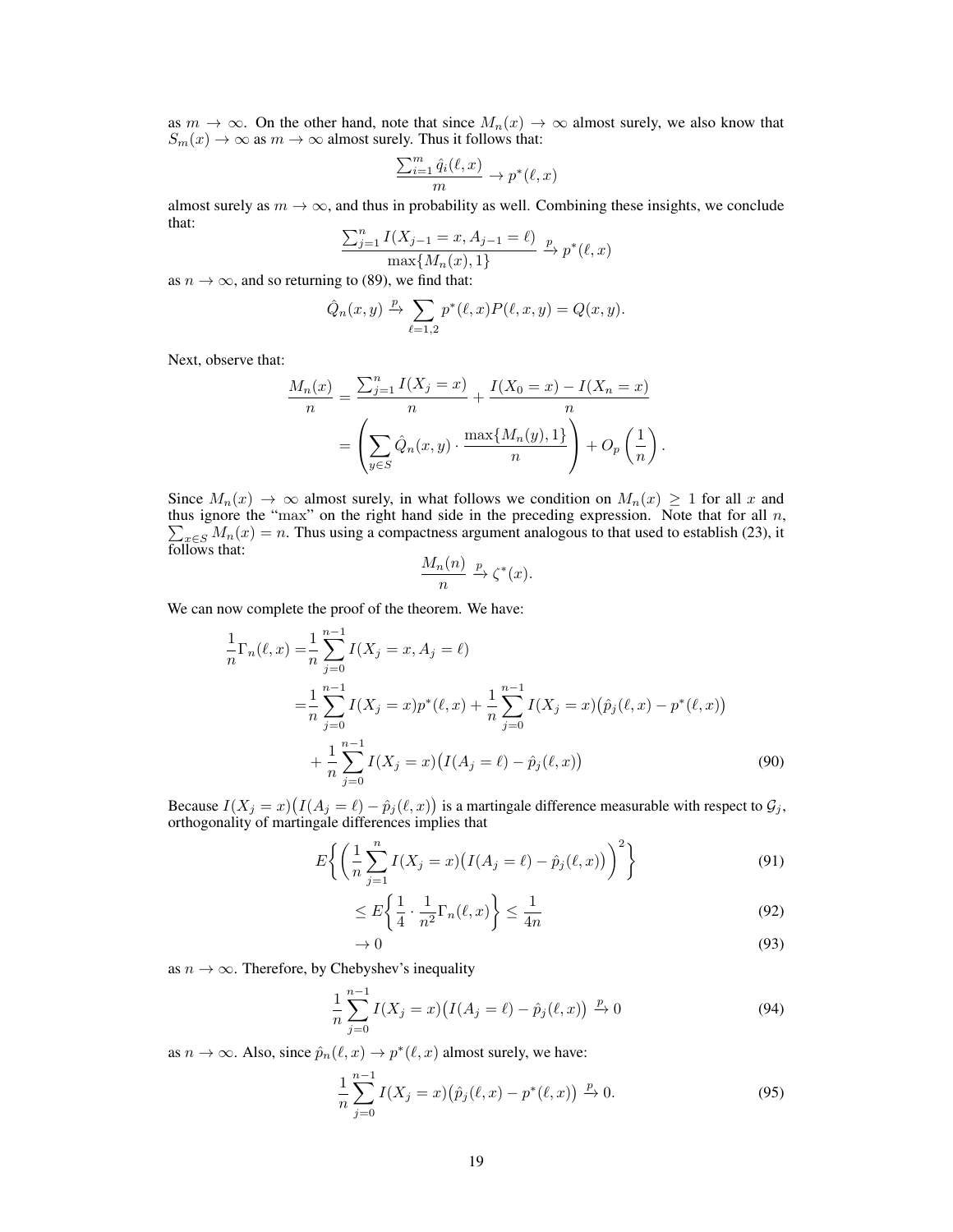as $m \to \infty$. On the other hand, note that since $M_n(x) \to \infty$ almost surely, we also know that $S_m(x) \to \infty$ as $m \to \infty$ almost surely. Thus it follows that:

$$\frac{\sum_{i=1}^m \hat{q}_i(\ell, x)}{m} \to p^*(\ell, x)$$

almost surely as $m \to \infty$, and thus in probability as well. Combining these insights, we conclude that:

$$\frac{\sum_{j=1}^n I(X_{j-1} = x, A_{j-1} = \ell)}{\max\{M_n(x), 1\}} \xrightarrow{p} p^*(\ell, x)$$

as $n \to \infty$, and so returning to (89), we find that:

$$\hat{Q}_n(x, y) \xrightarrow{p} \sum_{\ell=1,2} p^*(\ell, x) P(\ell, x, y) = Q(x, y).$$

Next, observe that:

$$\begin{aligned}
\frac{M_n(x)}{n} &= \frac{\sum_{j=1}^n I(X_j = x)}{n} + \frac{I(X_0 = x) - I(X_n = x)}{n} \\
&= \left( \sum_{y \in S} \hat{Q}_n(x, y) \cdot \frac{\max\{M_n(y), 1\}}{n} \right) + O_p\left(\frac{1}{n}\right).
\end{aligned}$$

Since $M_n(x) \to \infty$ almost surely, in what follows we condition on $M_n(x) \geq 1$ for all $x$ and thus ignore the "max" on the right hand side in the preceding expression. Note that for all $n$, $\sum_{x \in S} M_n(x) = n$. Thus using a compactness argument analogous to that used to establish (23), it follows that:

$$\frac{M_n(n)}{n} \xrightarrow{p} \zeta^*(x).$$

We can now complete the proof of the theorem. We have:

$$\begin{aligned}
\frac{1}{n}\Gamma_n(\ell, x) =& \frac{1}{n} \sum_{j=0}^{n-1} I(X_j = x, A_j = \ell) \\
=& \frac{1}{n} \sum_{j=0}^{n-1} I(X_j = x) p^*(\ell, x) + \frac{1}{n} \sum_{j=0}^{n-1} I(X_j = x)\big(\hat{p}_j(\ell, x) - p^*(\ell, x)\big) \\
&+ \frac{1}{n} \sum_{j=0}^{n-1} I(X_j = x)\big(I(A_j = \ell) - \hat{p}_j(\ell, x)\big)
\end{aligned} \tag{90}$$

Because $I(X_j = x)\big(I(A_j = \ell) - \hat{p}_j(\ell, x)\big)$ is a martingale difference measurable with respect to $\mathcal{G}_j$, orthogonality of martingale differences implies that

$$E\bigg\{ \bigg( \frac{1}{n} \sum_{j=1}^n I(X_j = x)\big(I(A_j = \ell) - \hat{p}_j(\ell, x)\big) \bigg)^2 \bigg\} \tag{91}$$

$$\leq E\bigg\{ \frac{1}{4} \cdot \frac{1}{n^2} \Gamma_n(\ell, x) \bigg\} \leq \frac{1}{4n} \tag{92}$$

$$\to 0 \tag{93}$$

as $n \to \infty$. Therefore, by Chebyshev's inequality

$$\frac{1}{n} \sum_{j=0}^{n-1} I(X_j = x)\big(I(A_j = \ell) - \hat{p}_j(\ell, x)\big) \xrightarrow{p} 0 \tag{94}$$

as $n \to \infty$. Also, since $\hat{p}_n(\ell, x) \to p^*(\ell, x)$ almost surely, we have:

$$\frac{1}{n} \sum_{j=0}^{n-1} I(X_j = x)\big(\hat{p}_j(\ell, x) - p^*(\ell, x)\big) \xrightarrow{p} 0. \tag{95}$$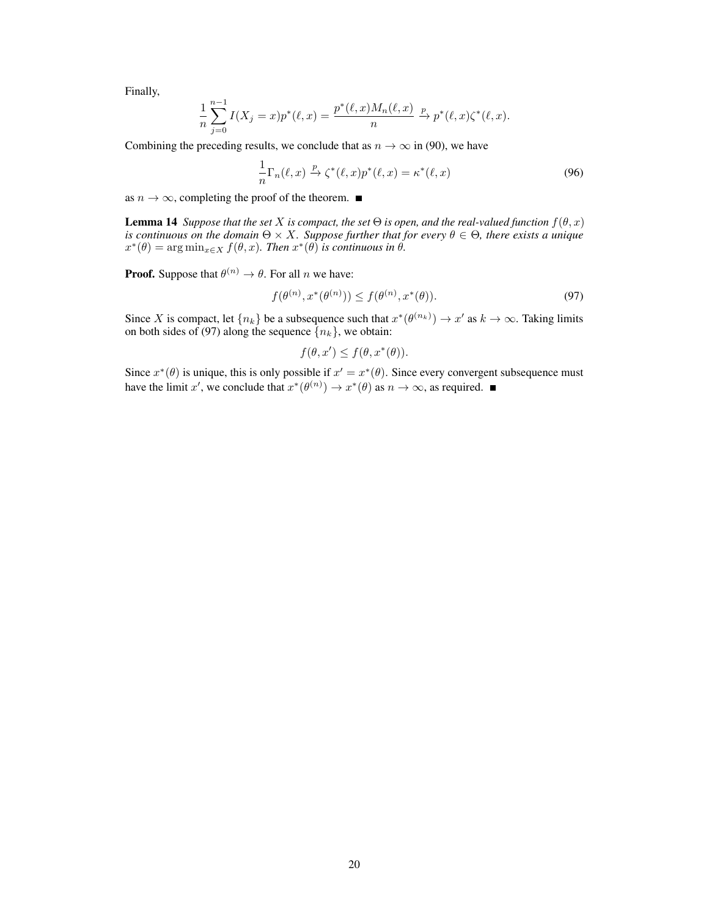Finally,

$$\frac{1}{n}\sum_{j=0}^{n-1} I(X_j = x)p^*(\ell, x) = \frac{p^*(\ell, x)M_n(\ell, x)}{n} \xrightarrow{p} p^*(\ell, x)\zeta^*(\ell, x).$$

Combining the preceding results, we conclude that as $n \to \infty$ in (90), we have

$$\frac{1}{n}\Gamma_n(\ell, x) \xrightarrow{p} \zeta^*(\ell, x)p^*(\ell, x) = \kappa^*(\ell, x) \tag{96}$$

as $n \to \infty$, completing the proof of the theorem. ■

**Lemma 14** *Suppose that the set $X$ is compact, the set $\Theta$ is open, and the real-valued function $f(\theta, x)$ is continuous on the domain $\Theta \times X$. Suppose further that for every $\theta \in \Theta$, there exists a unique $x^*(\theta) = \arg\min_{x \in X} f(\theta, x)$. Then $x^*(\theta)$ is continuous in $\theta$.*

**Proof.** Suppose that $\theta^{(n)} \to \theta$. For all $n$ we have:

$$f(\theta^{(n)}, x^*(\theta^{(n)})) \leq f(\theta^{(n)}, x^*(\theta)). \tag{97}$$

Since $X$ is compact, let $\{n_k\}$ be a subsequence such that $x^*(\theta^{(n_k)}) \to x'$ as $k \to \infty$. Taking limits on both sides of (97) along the sequence $\{n_k\}$, we obtain:

$$f(\theta, x') \leq f(\theta, x^*(\theta)).$$

Since $x^*(\theta)$ is unique, this is only possible if $x' = x^*(\theta)$. Since every convergent subsequence must have the limit $x'$, we conclude that $x^*(\theta^{(n)}) \to x^*(\theta)$ as $n \to \infty$, as required. ■